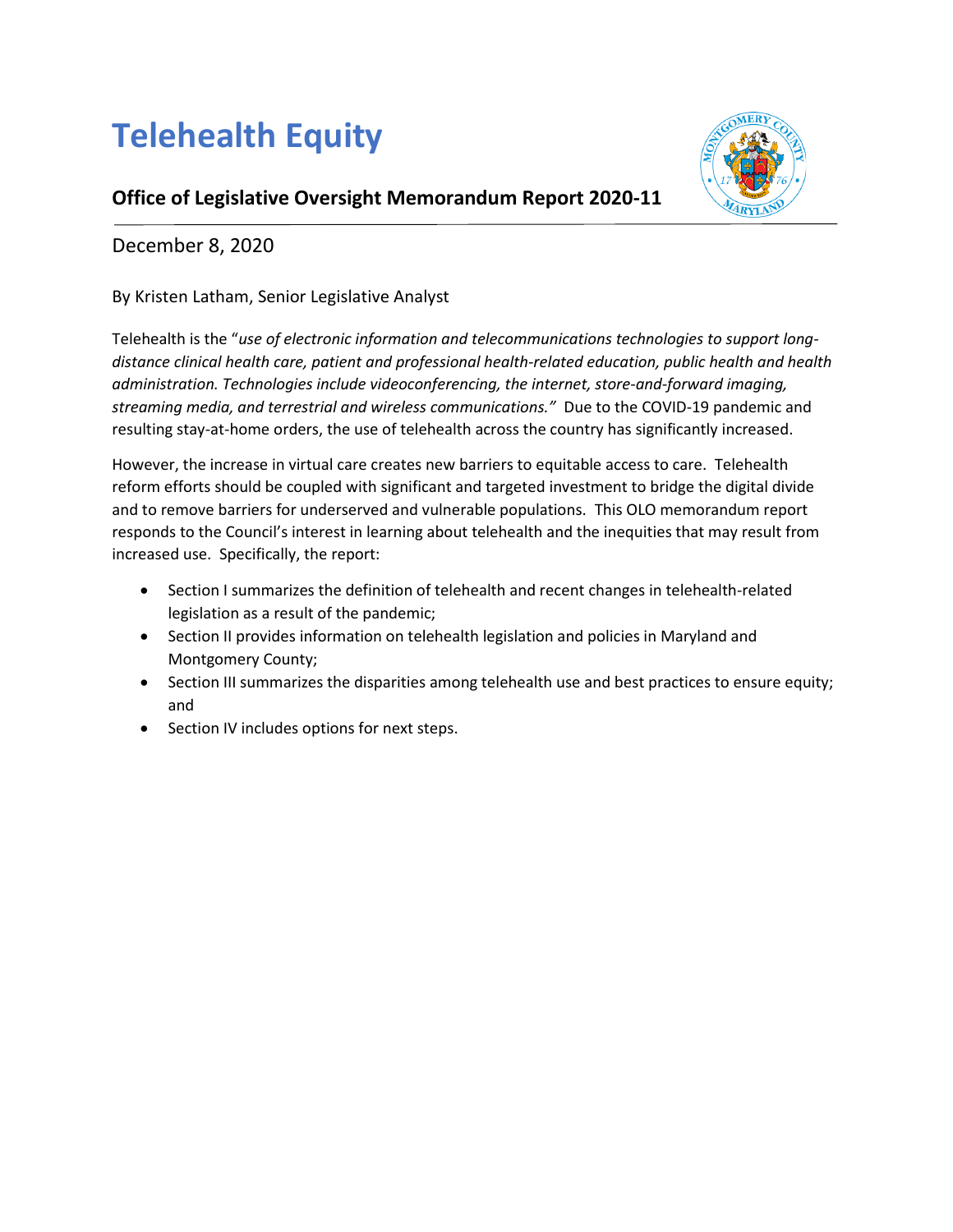# Telehealth Equity

## Office of Legislative Oversight Memorandum Report 2020-11

December 8, 2020

By Kristen Latham, Senior Legislative Analyst

Telehealth is the "*use of electronic information and telecommunications technologies to support long-distance clinical health care, patient and professional health-related education, public health and health administration. Technologies include videoconferencing, the internet, store-and-forward imaging, streaming media, and terrestrial and wireless communications."* Due to the COVID-19 pandemic and resulting stay-at-home orders, the use of telehealth across the country has significantly increased.

However, the increase in virtual care creates new barriers to equitable access to care. Telehealth reform efforts should be coupled with significant and targeted investment to bridge the digital divide and to remove barriers for underserved and vulnerable populations. This OLO memorandum report responds to the Council's interest in learning about telehealth and the inequities that may result from increased use. Specifically, the report:

- Section I summarizes the definition of telehealth and recent changes in telehealth-related legislation as a result of the pandemic;
- Section II provides information on telehealth legislation and policies in Maryland and Montgomery County;
- Section III summarizes the disparities among telehealth use and best practices to ensure equity; and
- Section IV includes options for next steps.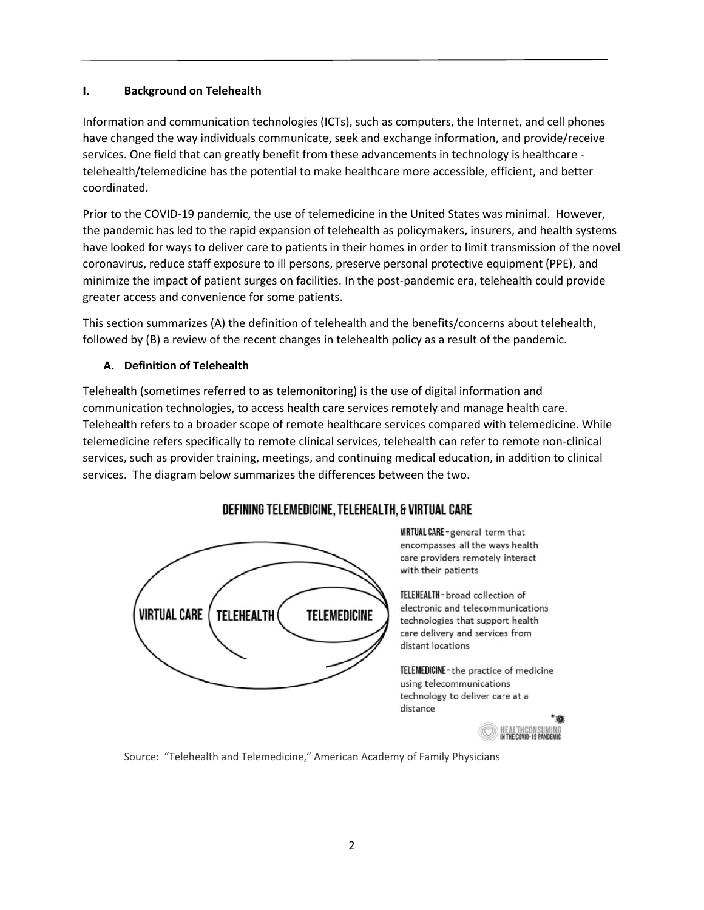## I. Background on Telehealth

Information and communication technologies (ICTs), such as computers, the Internet, and cell phones have changed the way individuals communicate, seek and exchange information, and provide/receive services. One field that can greatly benefit from these advancements in technology is healthcare - telehealth/telemedicine has the potential to make healthcare more accessible, efficient, and better coordinated.

Prior to the COVID-19 pandemic, the use of telemedicine in the United States was minimal. However, the pandemic has led to the rapid expansion of telehealth as policymakers, insurers, and health systems have looked for ways to deliver care to patients in their homes in order to limit transmission of the novel coronavirus, reduce staff exposure to ill persons, preserve personal protective equipment (PPE), and minimize the impact of patient surges on facilities. In the post-pandemic era, telehealth could provide greater access and convenience for some patients.

This section summarizes (A) the definition of telehealth and the benefits/concerns about telehealth, followed by (B) a review of the recent changes in telehealth policy as a result of the pandemic.

### A. Definition of Telehealth

Telehealth (sometimes referred to as telemonitoring) is the use of digital information and communication technologies, to access health care services remotely and manage health care. Telehealth refers to a broader scope of remote healthcare services compared with telemedicine. While telemedicine refers specifically to remote clinical services, telehealth can refer to remote non-clinical services, such as provider training, meetings, and continuing medical education, in addition to clinical services. The diagram below summarizes the differences between the two.

**DEFINING TELEMEDICINE, TELEHEALTH, & VIRTUAL CARE**

VIRTUAL CARE ( TELEHEALTH ( TELEMEDICINE ) )

**VIRTUAL CARE** - general term that encompasses all the ways health care providers remotely interact with their patients

**TELEHEALTH** - broad collection of electronic and telecommunications technologies that support health care delivery and services from distant locations

**TELEMEDICINE** - the practice of medicine using telecommunications technology to deliver care at a distance

HEALTHCONSUMING IN THE COVID-19 PANDEMIC

Source: "Telehealth and Telemedicine," American Academy of Family Physicians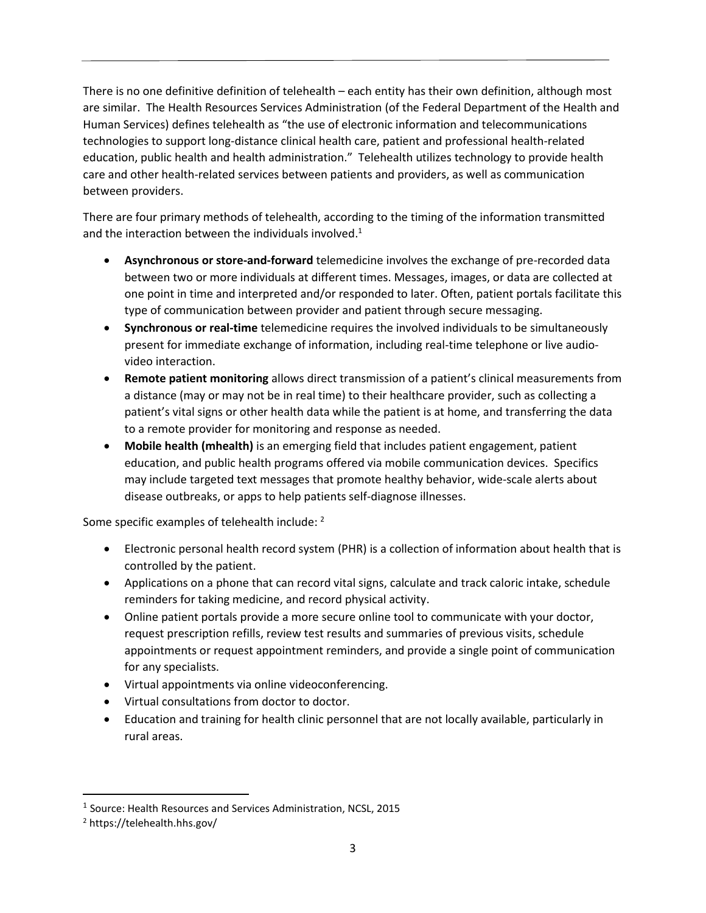There is no one definitive definition of telehealth – each entity has their own definition, although most are similar. The Health Resources Services Administration (of the Federal Department of the Health and Human Services) defines telehealth as "the use of electronic information and telecommunications technologies to support long-distance clinical health care, patient and professional health-related education, public health and health administration." Telehealth utilizes technology to provide health care and other health-related services between patients and providers, as well as communication between providers.

There are four primary methods of telehealth, according to the timing of the information transmitted and the interaction between the individuals involved.[1]

- **Asynchronous or store-and-forward** telemedicine involves the exchange of pre-recorded data between two or more individuals at different times. Messages, images, or data are collected at one point in time and interpreted and/or responded to later. Often, patient portals facilitate this type of communication between provider and patient through secure messaging.
- **Synchronous or real-time** telemedicine requires the involved individuals to be simultaneously present for immediate exchange of information, including real-time telephone or live audio-video interaction.
- **Remote patient monitoring** allows direct transmission of a patient's clinical measurements from a distance (may or may not be in real time) to their healthcare provider, such as collecting a patient's vital signs or other health data while the patient is at home, and transferring the data to a remote provider for monitoring and response as needed.
- **Mobile health (mhealth)** is an emerging field that includes patient engagement, patient education, and public health programs offered via mobile communication devices. Specifics may include targeted text messages that promote healthy behavior, wide-scale alerts about disease outbreaks, or apps to help patients self-diagnose illnesses.

Some specific examples of telehealth include: [2]

- Electronic personal health record system (PHR) is a collection of information about health that is controlled by the patient.
- Applications on a phone that can record vital signs, calculate and track caloric intake, schedule reminders for taking medicine, and record physical activity.
- Online patient portals provide a more secure online tool to communicate with your doctor, request prescription refills, review test results and summaries of previous visits, schedule appointments or request appointment reminders, and provide a single point of communication for any specialists.
- Virtual appointments via online videoconferencing.
- Virtual consultations from doctor to doctor.
- Education and training for health clinic personnel that are not locally available, particularly in rural areas.

---

[1] Source: Health Resources and Services Administration, NCSL, 2015

[2] https://telehealth.hhs.gov/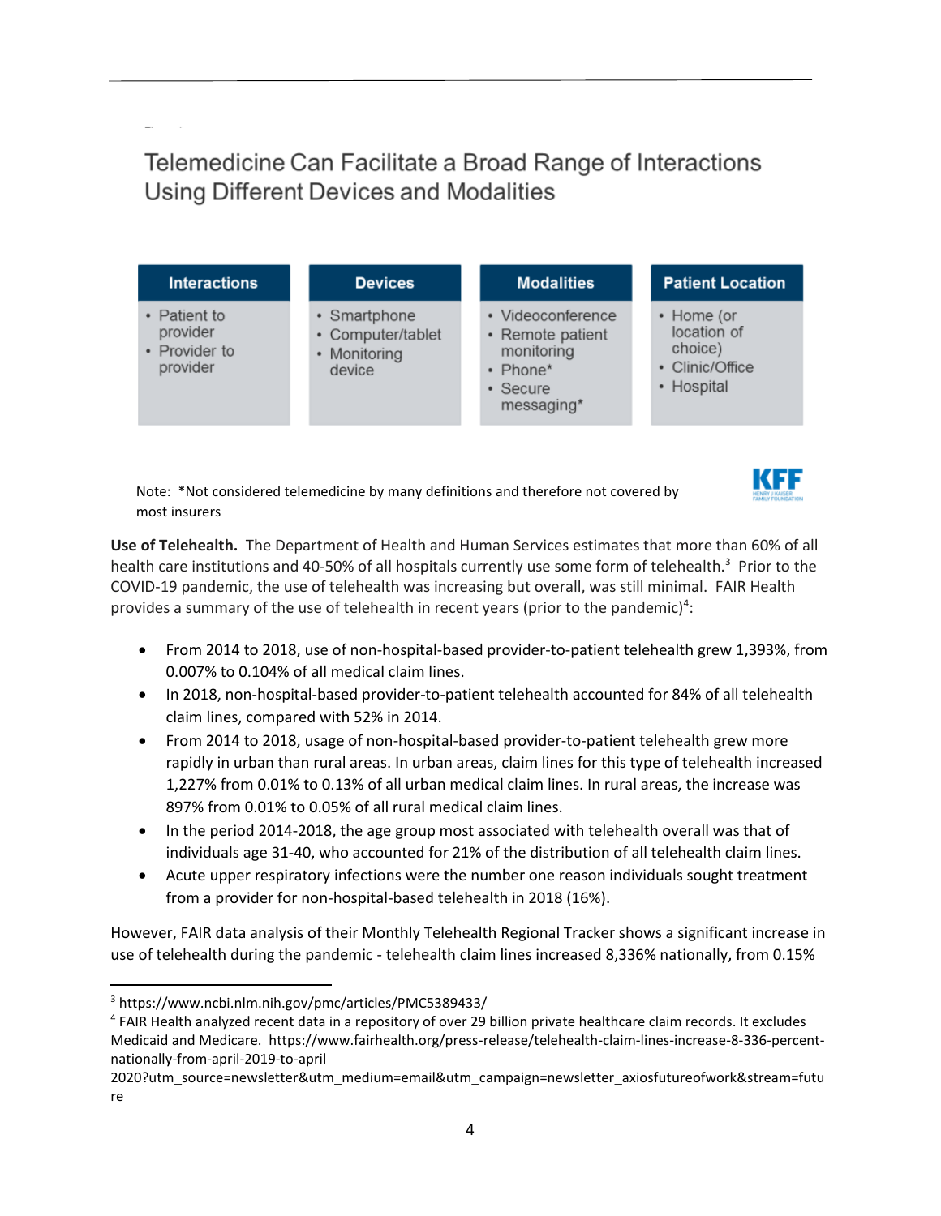## Telemedicine Can Facilitate a Broad Range of Interactions Using Different Devices and Modalities

| Interactions | Devices | Modalities | Patient Location |
|---|---|---|---|
| • Patient to provider<br>• Provider to provider | • Smartphone<br>• Computer/tablet<br>• Monitoring device | • Videoconference<br>• Remote patient monitoring<br>• Phone*<br>• Secure messaging* | • Home (or location of choice)<br>• Clinic/Office<br>• Hospital |

Note: *Not considered telemedicine by many definitions and therefore not covered by most insurers

KFF

**Use of Telehealth.** The Department of Health and Human Services estimates that more than 60% of all health care institutions and 40-50% of all hospitals currently use some form of telehealth.[3] Prior to the COVID-19 pandemic, the use of telehealth was increasing but overall, was still minimal. FAIR Health provides a summary of the use of telehealth in recent years (prior to the pandemic)[4]:

- From 2014 to 2018, use of non-hospital-based provider-to-patient telehealth grew 1,393%, from 0.007% to 0.104% of all medical claim lines.
- In 2018, non-hospital-based provider-to-patient telehealth accounted for 84% of all telehealth claim lines, compared with 52% in 2014.
- From 2014 to 2018, usage of non-hospital-based provider-to-patient telehealth grew more rapidly in urban than rural areas. In urban areas, claim lines for this type of telehealth increased 1,227% from 0.01% to 0.13% of all urban medical claim lines. In rural areas, the increase was 897% from 0.01% to 0.05% of all rural medical claim lines.
- In the period 2014-2018, the age group most associated with telehealth overall was that of individuals age 31-40, who accounted for 21% of the distribution of all telehealth claim lines.
- Acute upper respiratory infections were the number one reason individuals sought treatment from a provider for non-hospital-based telehealth in 2018 (16%).

However, FAIR data analysis of their Monthly Telehealth Regional Tracker shows a significant increase in use of telehealth during the pandemic - telehealth claim lines increased 8,336% nationally, from 0.15%

---

[3] https://www.ncbi.nlm.nih.gov/pmc/articles/PMC5389433/

[4] FAIR Health analyzed recent data in a repository of over 29 billion private healthcare claim records. It excludes Medicaid and Medicare. https://www.fairhealth.org/press-release/telehealth-claim-lines-increase-8-336-percent-nationally-from-april-2019-to-april 2020?utm_source=newsletter&utm_medium=email&utm_campaign=newsletter_axiosfutureofwork&stream=future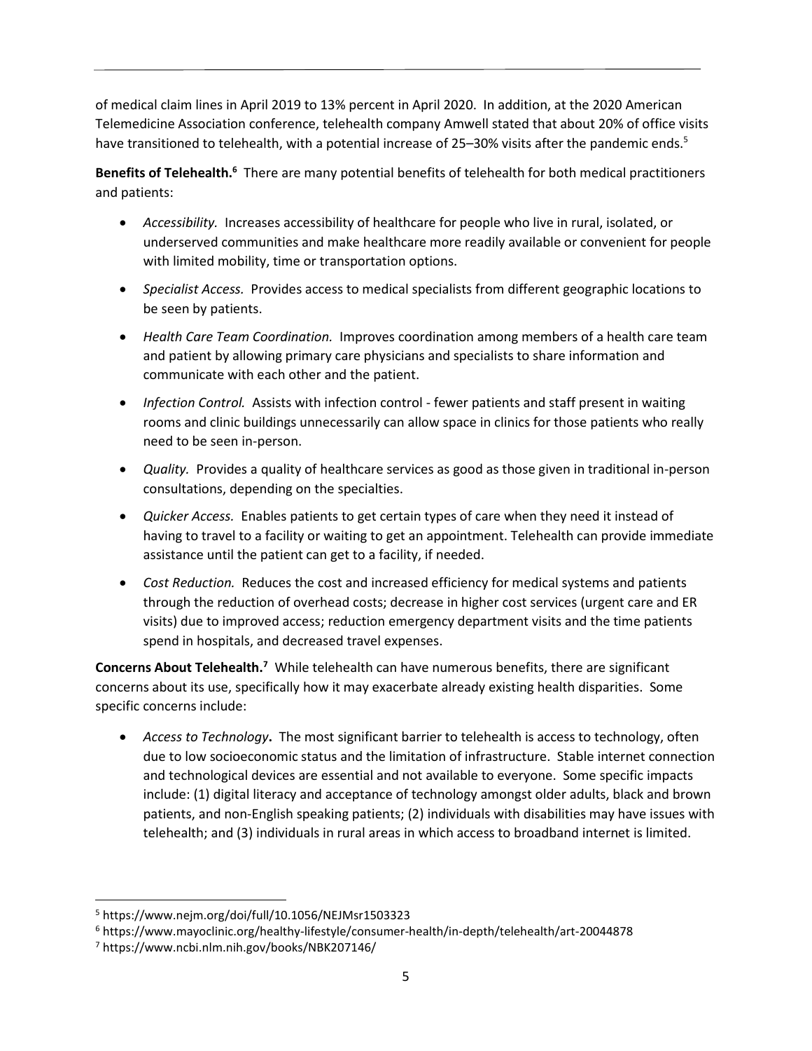of medical claim lines in April 2019 to 13% percent in April 2020. In addition, at the 2020 American Telemedicine Association conference, telehealth company Amwell stated that about 20% of office visits have transitioned to telehealth, with a potential increase of 25–30% visits after the pandemic ends.[5]

**Benefits of Telehealth.[6]** There are many potential benefits of telehealth for both medical practitioners and patients:

- *Accessibility.* Increases accessibility of healthcare for people who live in rural, isolated, or underserved communities and make healthcare more readily available or convenient for people with limited mobility, time or transportation options.
- *Specialist Access.* Provides access to medical specialists from different geographic locations to be seen by patients.
- *Health Care Team Coordination.* Improves coordination among members of a health care team and patient by allowing primary care physicians and specialists to share information and communicate with each other and the patient.
- *Infection Control.* Assists with infection control - fewer patients and staff present in waiting rooms and clinic buildings unnecessarily can allow space in clinics for those patients who really need to be seen in-person.
- *Quality.* Provides a quality of healthcare services as good as those given in traditional in-person consultations, depending on the specialties.
- *Quicker Access.* Enables patients to get certain types of care when they need it instead of having to travel to a facility or waiting to get an appointment. Telehealth can provide immediate assistance until the patient can get to a facility, if needed.
- *Cost Reduction.* Reduces the cost and increased efficiency for medical systems and patients through the reduction of overhead costs; decrease in higher cost services (urgent care and ER visits) due to improved access; reduction emergency department visits and the time patients spend in hospitals, and decreased travel expenses.

**Concerns About Telehealth.[7]** While telehealth can have numerous benefits, there are significant concerns about its use, specifically how it may exacerbate already existing health disparities. Some specific concerns include:

- *Access to Technology***.** The most significant barrier to telehealth is access to technology, often due to low socioeconomic status and the limitation of infrastructure. Stable internet connection and technological devices are essential and not available to everyone. Some specific impacts include: (1) digital literacy and acceptance of technology amongst older adults, black and brown patients, and non-English speaking patients; (2) individuals with disabilities may have issues with telehealth; and (3) individuals in rural areas in which access to broadband internet is limited.

---

[5] https://www.nejm.org/doi/full/10.1056/NEJMsr1503323

[6] https://www.mayoclinic.org/healthy-lifestyle/consumer-health/in-depth/telehealth/art-20044878

[7] https://www.ncbi.nlm.nih.gov/books/NBK207146/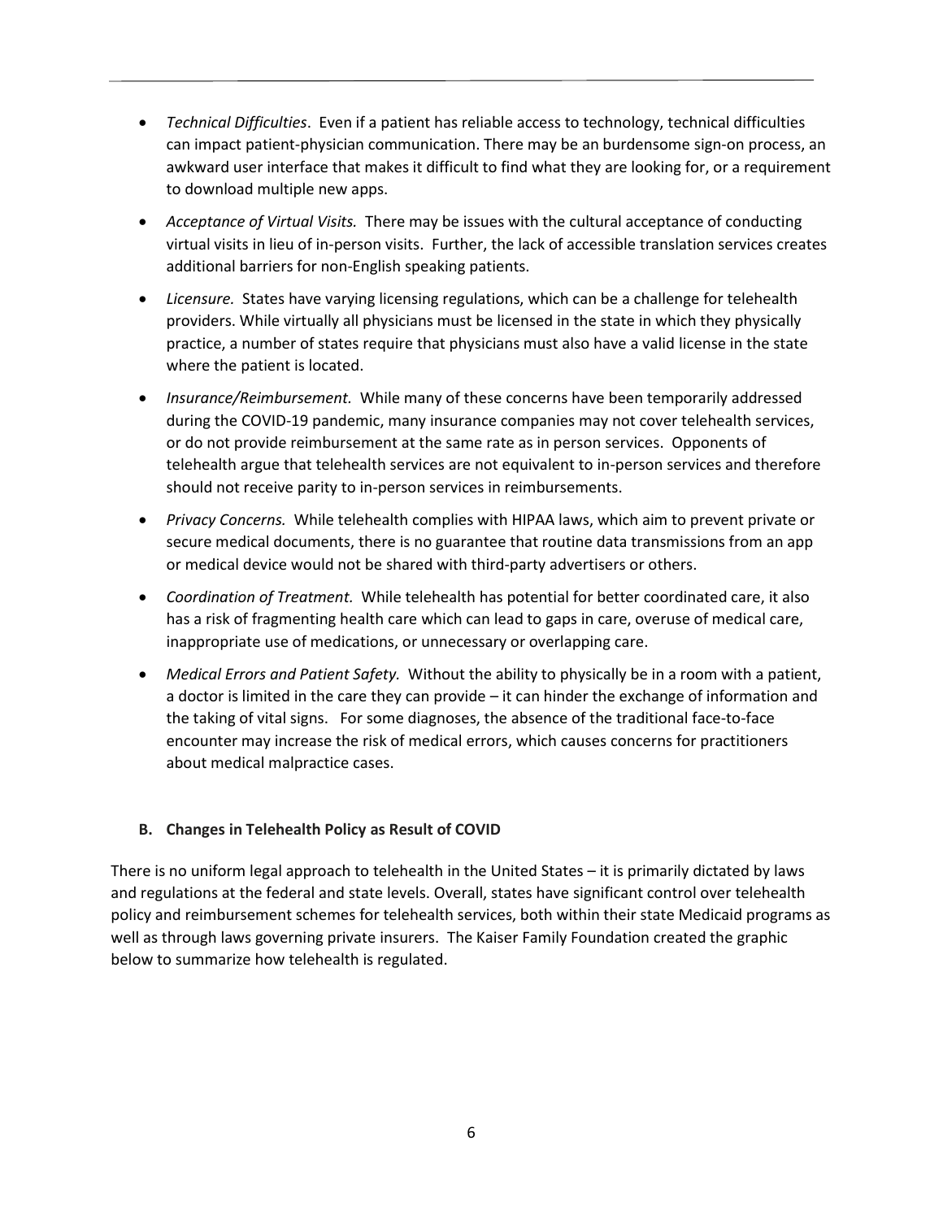- *Technical Difficulties*. Even if a patient has reliable access to technology, technical difficulties can impact patient-physician communication. There may be an burdensome sign-on process, an awkward user interface that makes it difficult to find what they are looking for, or a requirement to download multiple new apps.
- *Acceptance of Virtual Visits.* There may be issues with the cultural acceptance of conducting virtual visits in lieu of in-person visits. Further, the lack of accessible translation services creates additional barriers for non-English speaking patients.
- *Licensure.* States have varying licensing regulations, which can be a challenge for telehealth providers. While virtually all physicians must be licensed in the state in which they physically practice, a number of states require that physicians must also have a valid license in the state where the patient is located.
- *Insurance/Reimbursement.* While many of these concerns have been temporarily addressed during the COVID-19 pandemic, many insurance companies may not cover telehealth services, or do not provide reimbursement at the same rate as in person services. Opponents of telehealth argue that telehealth services are not equivalent to in-person services and therefore should not receive parity to in-person services in reimbursements.
- *Privacy Concerns.* While telehealth complies with HIPAA laws, which aim to prevent private or secure medical documents, there is no guarantee that routine data transmissions from an app or medical device would not be shared with third-party advertisers or others.
- *Coordination of Treatment.* While telehealth has potential for better coordinated care, it also has a risk of fragmenting health care which can lead to gaps in care, overuse of medical care, inappropriate use of medications, or unnecessary or overlapping care.
- *Medical Errors and Patient Safety.* Without the ability to physically be in a room with a patient, a doctor is limited in the care they can provide – it can hinder the exchange of information and the taking of vital signs. For some diagnoses, the absence of the traditional face-to-face encounter may increase the risk of medical errors, which causes concerns for practitioners about medical malpractice cases.

### B. Changes in Telehealth Policy as Result of COVID

There is no uniform legal approach to telehealth in the United States – it is primarily dictated by laws and regulations at the federal and state levels. Overall, states have significant control over telehealth policy and reimbursement schemes for telehealth services, both within their state Medicaid programs as well as through laws governing private insurers. The Kaiser Family Foundation created the graphic below to summarize how telehealth is regulated.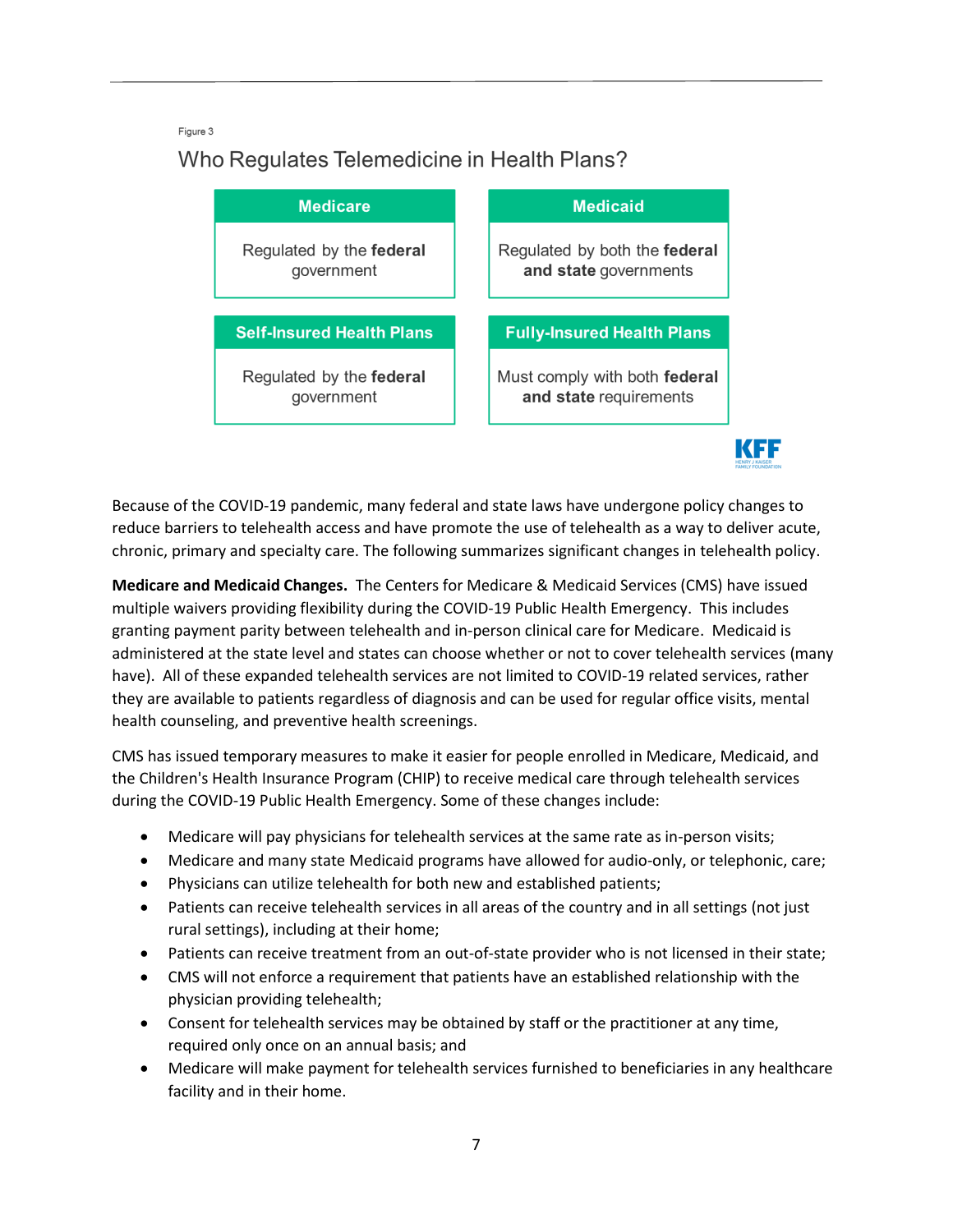Figure 3

Who Regulates Telemedicine in Health Plans?

| Medicare | Medicaid |
| --- | --- |
| Regulated by the **federal** government | Regulated by both the **federal and state** governments |
| **Self-Insured Health Plans** | **Fully-Insured Health Plans** |
| Regulated by the **federal** government | Must comply with both **federal and state** requirements |

KFF

Because of the COVID-19 pandemic, many federal and state laws have undergone policy changes to reduce barriers to telehealth access and have promote the use of telehealth as a way to deliver acute, chronic, primary and specialty care. The following summarizes significant changes in telehealth policy.

**Medicare and Medicaid Changes.** The Centers for Medicare & Medicaid Services (CMS) have issued multiple waivers providing flexibility during the COVID-19 Public Health Emergency. This includes granting payment parity between telehealth and in-person clinical care for Medicare. Medicaid is administered at the state level and states can choose whether or not to cover telehealth services (many have). All of these expanded telehealth services are not limited to COVID-19 related services, rather they are available to patients regardless of diagnosis and can be used for regular office visits, mental health counseling, and preventive health screenings.

CMS has issued temporary measures to make it easier for people enrolled in Medicare, Medicaid, and the Children's Health Insurance Program (CHIP) to receive medical care through telehealth services during the COVID-19 Public Health Emergency. Some of these changes include:

- Medicare will pay physicians for telehealth services at the same rate as in-person visits;
- Medicare and many state Medicaid programs have allowed for audio-only, or telephonic, care;
- Physicians can utilize telehealth for both new and established patients;
- Patients can receive telehealth services in all areas of the country and in all settings (not just rural settings), including at their home;
- Patients can receive treatment from an out-of-state provider who is not licensed in their state;
- CMS will not enforce a requirement that patients have an established relationship with the physician providing telehealth;
- Consent for telehealth services may be obtained by staff or the practitioner at any time, required only once on an annual basis; and
- Medicare will make payment for telehealth services furnished to beneficiaries in any healthcare facility and in their home.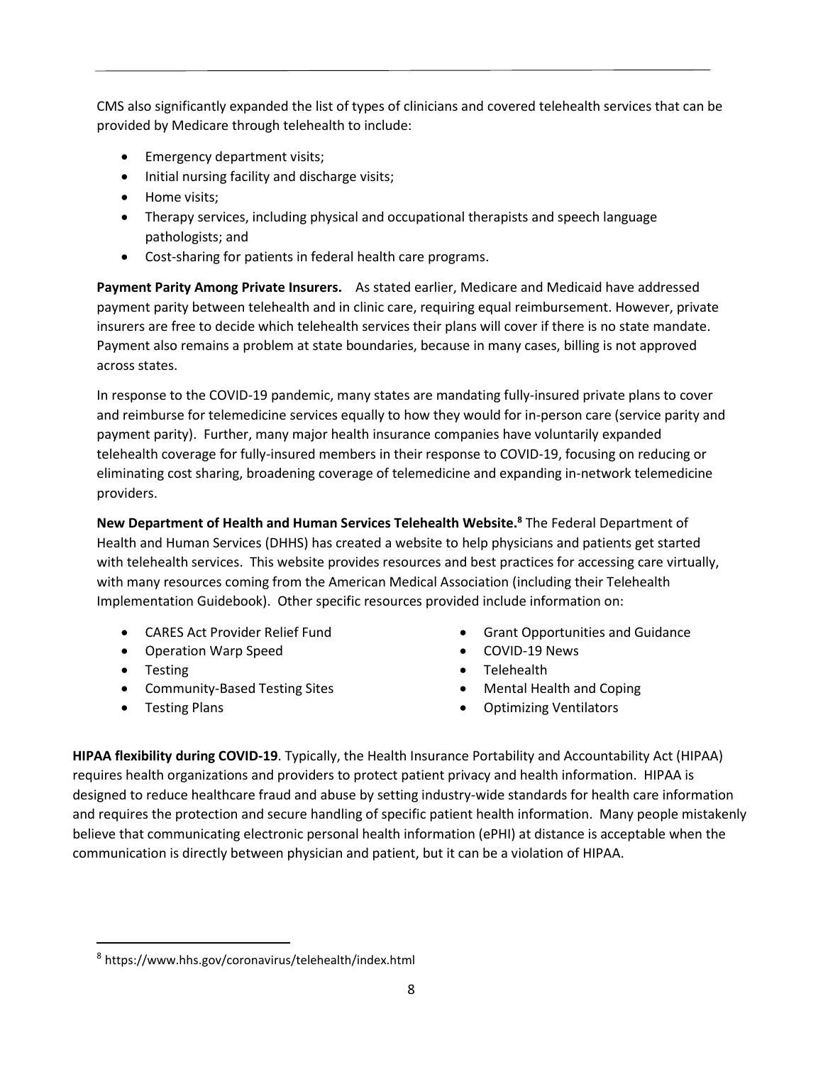CMS also significantly expanded the list of types of clinicians and covered telehealth services that can be provided by Medicare through telehealth to include:

- Emergency department visits;
- Initial nursing facility and discharge visits;
- Home visits;
- Therapy services, including physical and occupational therapists and speech language pathologists; and
- Cost-sharing for patients in federal health care programs.

**Payment Parity Among Private Insurers.** As stated earlier, Medicare and Medicaid have addressed payment parity between telehealth and in clinic care, requiring equal reimbursement. However, private insurers are free to decide which telehealth services their plans will cover if there is no state mandate. Payment also remains a problem at state boundaries, because in many cases, billing is not approved across states.

In response to the COVID-19 pandemic, many states are mandating fully-insured private plans to cover and reimburse for telemedicine services equally to how they would for in-person care (service parity and payment parity). Further, many major health insurance companies have voluntarily expanded telehealth coverage for fully-insured members in their response to COVID-19, focusing on reducing or eliminating cost sharing, broadening coverage of telemedicine and expanding in-network telemedicine providers.

**New Department of Health and Human Services Telehealth Website.**[8] The Federal Department of Health and Human Services (DHHS) has created a website to help physicians and patients get started with telehealth services. This website provides resources and best practices for accessing care virtually, with many resources coming from the American Medical Association (including their Telehealth Implementation Guidebook). Other specific resources provided include information on:

- CARES Act Provider Relief Fund
- Operation Warp Speed
- Testing
- Community-Based Testing Sites
- Testing Plans
- Grant Opportunities and Guidance
- COVID-19 News
- Telehealth
- Mental Health and Coping
- Optimizing Ventilators

**HIPAA flexibility during COVID-19**. Typically, the Health Insurance Portability and Accountability Act (HIPAA) requires health organizations and providers to protect patient privacy and health information. HIPAA is designed to reduce healthcare fraud and abuse by setting industry-wide standards for health care information and requires the protection and secure handling of specific patient health information. Many people mistakenly believe that communicating electronic personal health information (ePHI) at distance is acceptable when the communication is directly between physician and patient, but it can be a violation of HIPAA.

[8] https://www.hhs.gov/coronavirus/telehealth/index.html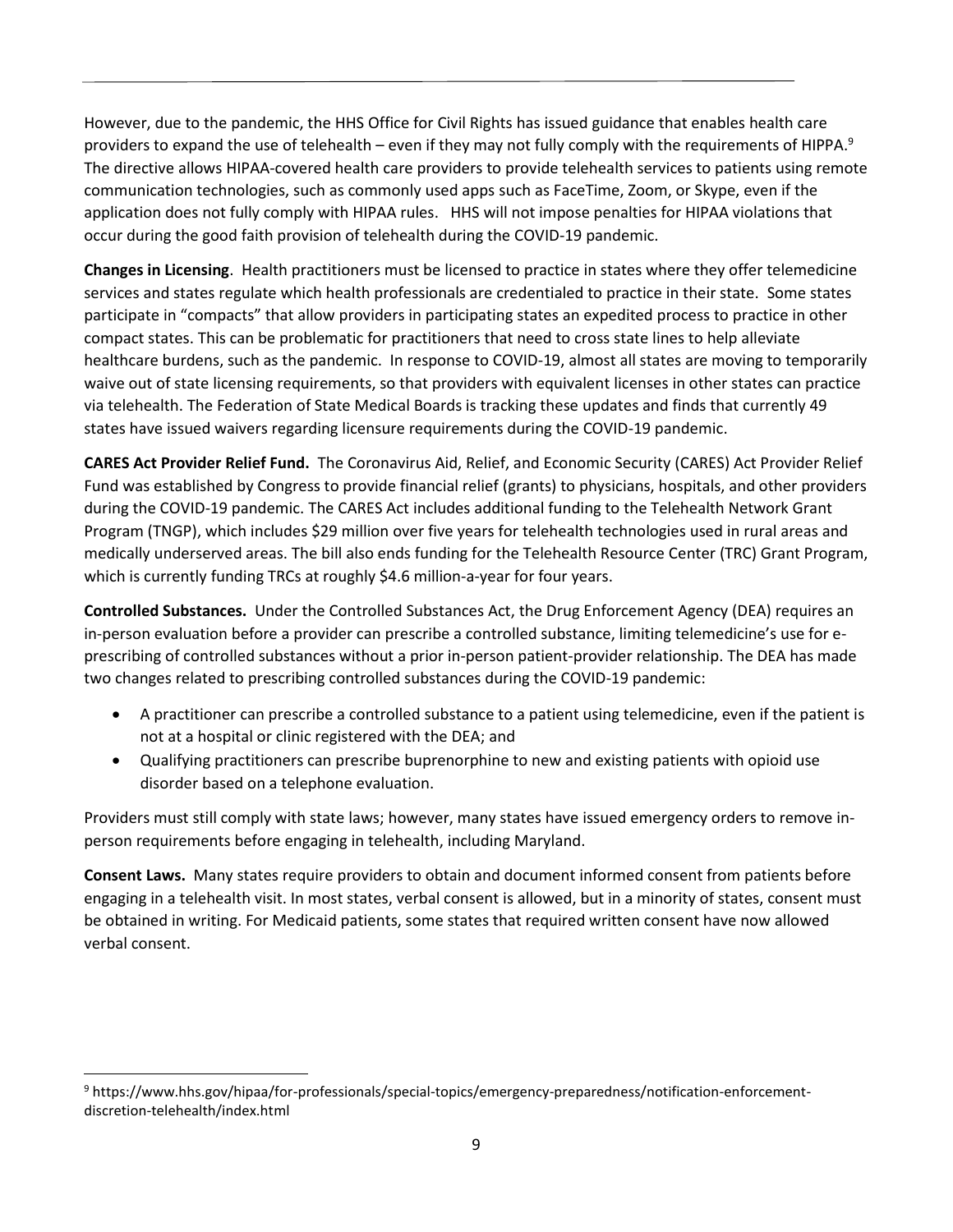However, due to the pandemic, the HHS Office for Civil Rights has issued guidance that enables health care providers to expand the use of telehealth – even if they may not fully comply with the requirements of HIPPA.[9] The directive allows HIPAA-covered health care providers to provide telehealth services to patients using remote communication technologies, such as commonly used apps such as FaceTime, Zoom, or Skype, even if the application does not fully comply with HIPAA rules. HHS will not impose penalties for HIPAA violations that occur during the good faith provision of telehealth during the COVID-19 pandemic.

**Changes in Licensing**. Health practitioners must be licensed to practice in states where they offer telemedicine services and states regulate which health professionals are credentialed to practice in their state. Some states participate in "compacts" that allow providers in participating states an expedited process to practice in other compact states. This can be problematic for practitioners that need to cross state lines to help alleviate healthcare burdens, such as the pandemic. In response to COVID-19, almost all states are moving to temporarily waive out of state licensing requirements, so that providers with equivalent licenses in other states can practice via telehealth. The Federation of State Medical Boards is tracking these updates and finds that currently 49 states have issued waivers regarding licensure requirements during the COVID-19 pandemic.

**CARES Act Provider Relief Fund.** The Coronavirus Aid, Relief, and Economic Security (CARES) Act Provider Relief Fund was established by Congress to provide financial relief (grants) to physicians, hospitals, and other providers during the COVID-19 pandemic. The CARES Act includes additional funding to the Telehealth Network Grant Program (TNGP), which includes $29 million over five years for telehealth technologies used in rural areas and medically underserved areas. The bill also ends funding for the Telehealth Resource Center (TRC) Grant Program, which is currently funding TRCs at roughly $4.6 million-a-year for four years.

**Controlled Substances.** Under the Controlled Substances Act, the Drug Enforcement Agency (DEA) requires an in-person evaluation before a provider can prescribe a controlled substance, limiting telemedicine's use for e-prescribing of controlled substances without a prior in-person patient-provider relationship. The DEA has made two changes related to prescribing controlled substances during the COVID-19 pandemic:

- A practitioner can prescribe a controlled substance to a patient using telemedicine, even if the patient is not at a hospital or clinic registered with the DEA; and
- Qualifying practitioners can prescribe buprenorphine to new and existing patients with opioid use disorder based on a telephone evaluation.

Providers must still comply with state laws; however, many states have issued emergency orders to remove in-person requirements before engaging in telehealth, including Maryland.

**Consent Laws.** Many states require providers to obtain and document informed consent from patients before engaging in a telehealth visit. In most states, verbal consent is allowed, but in a minority of states, consent must be obtained in writing. For Medicaid patients, some states that required written consent have now allowed verbal consent.

[9] https://www.hhs.gov/hipaa/for-professionals/special-topics/emergency-preparedness/notification-enforcement-discretion-telehealth/index.html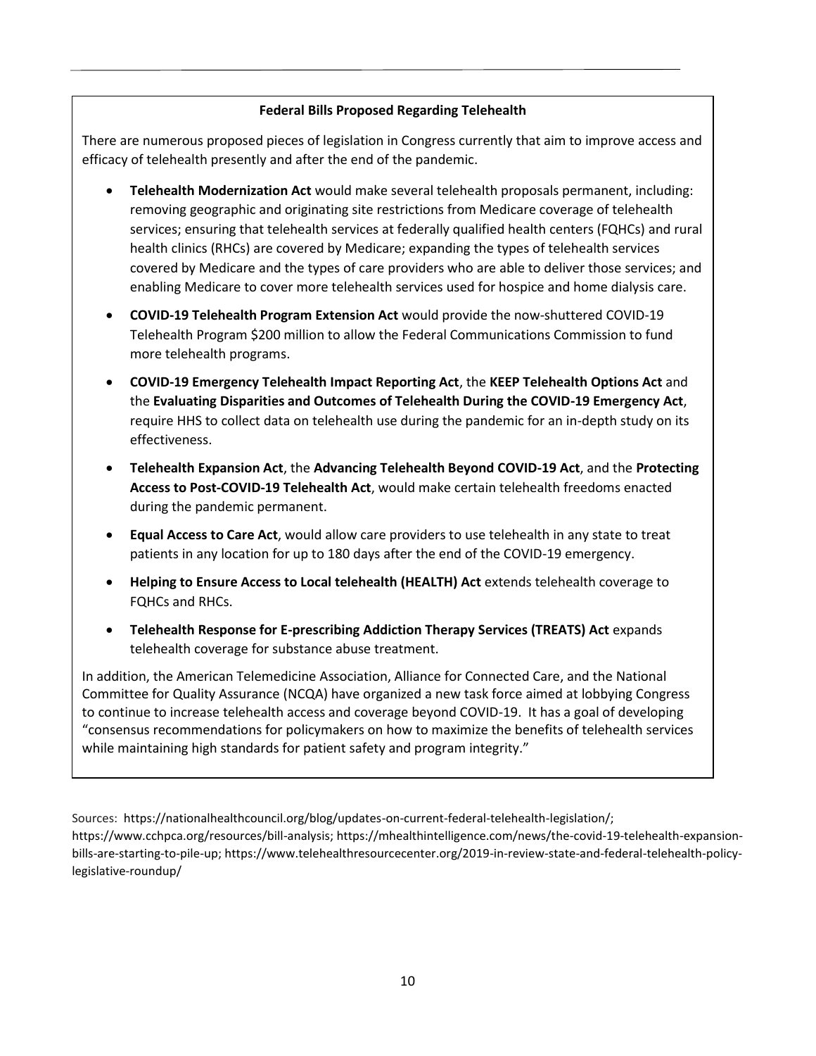### Federal Bills Proposed Regarding Telehealth

There are numerous proposed pieces of legislation in Congress currently that aim to improve access and efficacy of telehealth presently and after the end of the pandemic.

- **Telehealth Modernization Act** would make several telehealth proposals permanent, including: removing geographic and originating site restrictions from Medicare coverage of telehealth services; ensuring that telehealth services at federally qualified health centers (FQHCs) and rural health clinics (RHCs) are covered by Medicare; expanding the types of telehealth services covered by Medicare and the types of care providers who are able to deliver those services; and enabling Medicare to cover more telehealth services used for hospice and home dialysis care.
- **COVID-19 Telehealth Program Extension Act** would provide the now-shuttered COVID-19 Telehealth Program $200 million to allow the Federal Communications Commission to fund more telehealth programs.
- **COVID-19 Emergency Telehealth Impact Reporting Act**, the **KEEP Telehealth Options Act** and the **Evaluating Disparities and Outcomes of Telehealth During the COVID-19 Emergency Act**, require HHS to collect data on telehealth use during the pandemic for an in-depth study on its effectiveness.
- **Telehealth Expansion Act**, the **Advancing Telehealth Beyond COVID-19 Act**, and the **Protecting Access to Post-COVID-19 Telehealth Act**, would make certain telehealth freedoms enacted during the pandemic permanent.
- **Equal Access to Care Act**, would allow care providers to use telehealth in any state to treat patients in any location for up to 180 days after the end of the COVID-19 emergency.
- **Helping to Ensure Access to Local telehealth (HEALTH) Act** extends telehealth coverage to FQHCs and RHCs.
- **Telehealth Response for E-prescribing Addiction Therapy Services (TREATS) Act** expands telehealth coverage for substance abuse treatment.

In addition, the American Telemedicine Association, Alliance for Connected Care, and the National Committee for Quality Assurance (NCQA) have organized a new task force aimed at lobbying Congress to continue to increase telehealth access and coverage beyond COVID-19. It has a goal of developing "consensus recommendations for policymakers on how to maximize the benefits of telehealth services while maintaining high standards for patient safety and program integrity."

Sources: https://nationalhealthcouncil.org/blog/updates-on-current-federal-telehealth-legislation/; https://www.cchpca.org/resources/bill-analysis; https://mhealthintelligence.com/news/the-covid-19-telehealth-expansion-bills-are-starting-to-pile-up; https://www.telehealthresourcecenter.org/2019-in-review-state-and-federal-telehealth-policy-legislative-roundup/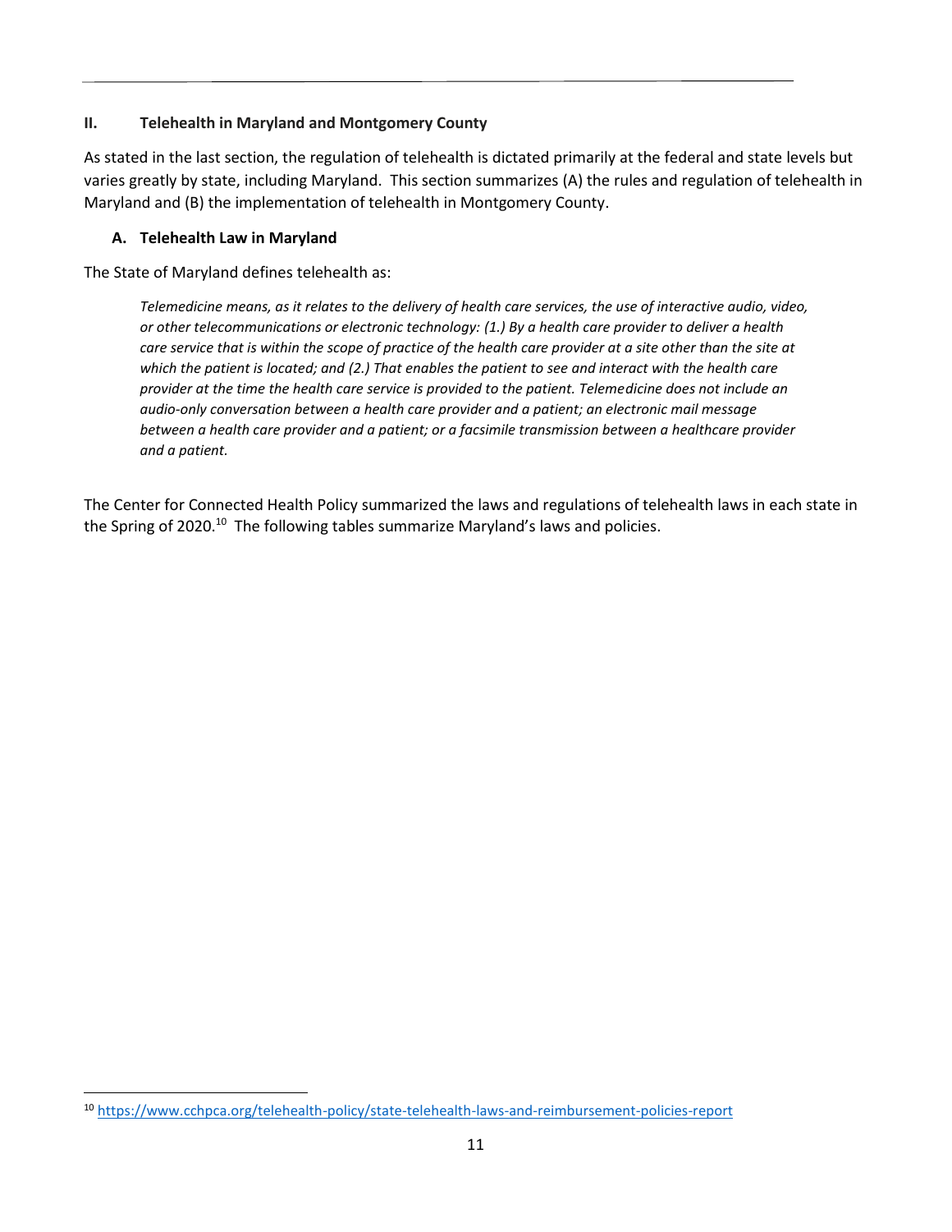## II. Telehealth in Maryland and Montgomery County

As stated in the last section, the regulation of telehealth is dictated primarily at the federal and state levels but varies greatly by state, including Maryland. This section summarizes (A) the rules and regulation of telehealth in Maryland and (B) the implementation of telehealth in Montgomery County.

### A. Telehealth Law in Maryland

The State of Maryland defines telehealth as:

> *Telemedicine means, as it relates to the delivery of health care services, the use of interactive audio, video, or other telecommunications or electronic technology: (1.) By a health care provider to deliver a health care service that is within the scope of practice of the health care provider at a site other than the site at which the patient is located; and (2.) That enables the patient to see and interact with the health care provider at the time the health care service is provided to the patient. Telemedicine does not include an audio-only conversation between a health care provider and a patient; an electronic mail message between a health care provider and a patient; or a facsimile transmission between a healthcare provider and a patient.*

The Center for Connected Health Policy summarized the laws and regulations of telehealth laws in each state in the Spring of 2020.[10] The following tables summarize Maryland's laws and policies.

[10] https://www.cchpca.org/telehealth-policy/state-telehealth-laws-and-reimbursement-policies-report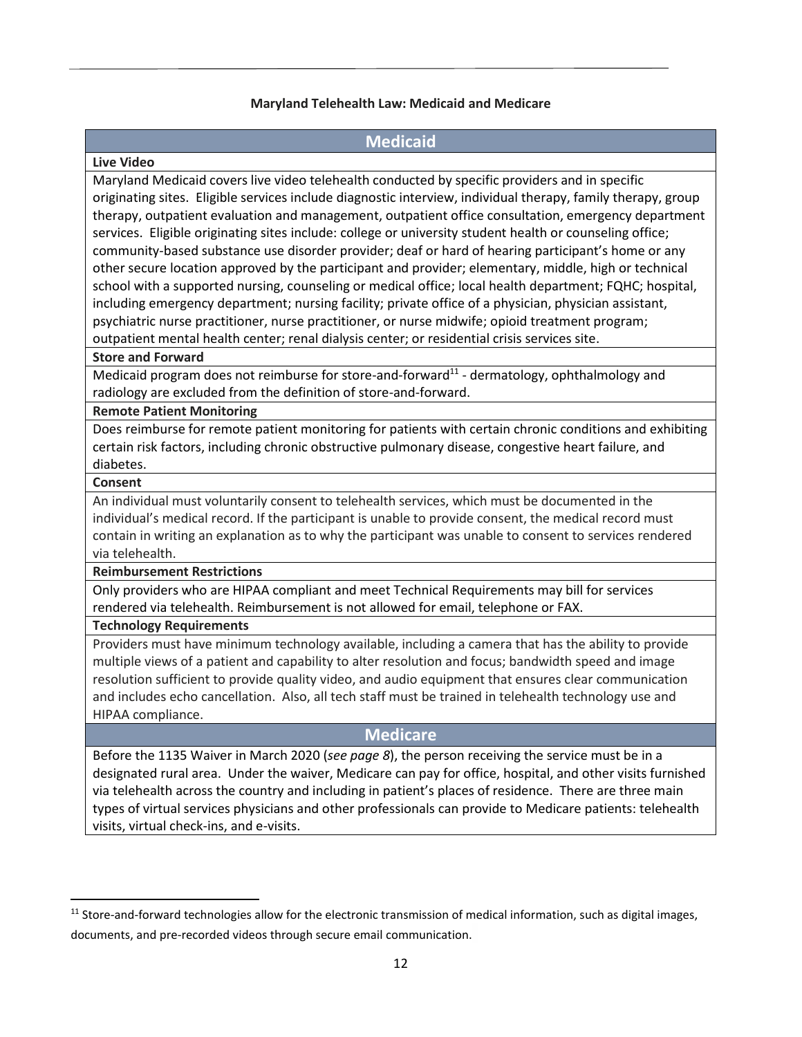**Maryland Telehealth Law: Medicaid and Medicare**

## Medicaid

**Live Video**

Maryland Medicaid covers live video telehealth conducted by specific providers and in specific originating sites. Eligible services include diagnostic interview, individual therapy, family therapy, group therapy, outpatient evaluation and management, outpatient office consultation, emergency department services. Eligible originating sites include: college or university student health or counseling office; community-based substance use disorder provider; deaf or hard of hearing participant's home or any other secure location approved by the participant and provider; elementary, middle, high or technical school with a supported nursing, counseling or medical office; local health department; FQHC; hospital, including emergency department; nursing facility; private office of a physician, physician assistant, psychiatric nurse practitioner, nurse practitioner, or nurse midwife; opioid treatment program; outpatient mental health center; renal dialysis center; or residential crisis services site.

**Store and Forward**

Medicaid program does not reimburse for store-and-forward[11] - dermatology, ophthalmology and radiology are excluded from the definition of store-and-forward.

**Remote Patient Monitoring**

Does reimburse for remote patient monitoring for patients with certain chronic conditions and exhibiting certain risk factors, including chronic obstructive pulmonary disease, congestive heart failure, and diabetes.

**Consent**

An individual must voluntarily consent to telehealth services, which must be documented in the individual's medical record. If the participant is unable to provide consent, the medical record must contain in writing an explanation as to why the participant was unable to consent to services rendered via telehealth.

**Reimbursement Restrictions**

Only providers who are HIPAA compliant and meet Technical Requirements may bill for services rendered via telehealth. Reimbursement is not allowed for email, telephone or FAX.

**Technology Requirements**

Providers must have minimum technology available, including a camera that has the ability to provide multiple views of a patient and capability to alter resolution and focus; bandwidth speed and image resolution sufficient to provide quality video, and audio equipment that ensures clear communication and includes echo cancellation. Also, all tech staff must be trained in telehealth technology use and HIPAA compliance.

## Medicare

Before the 1135 Waiver in March 2020 (*see page 8*), the person receiving the service must be in a designated rural area. Under the waiver, Medicare can pay for office, hospital, and other visits furnished via telehealth across the country and including in patient's places of residence. There are three main types of virtual services physicians and other professionals can provide to Medicare patients: telehealth visits, virtual check-ins, and e-visits.

---

[11] Store-and-forward technologies allow for the electronic transmission of medical information, such as digital images, documents, and pre-recorded videos through secure email communication.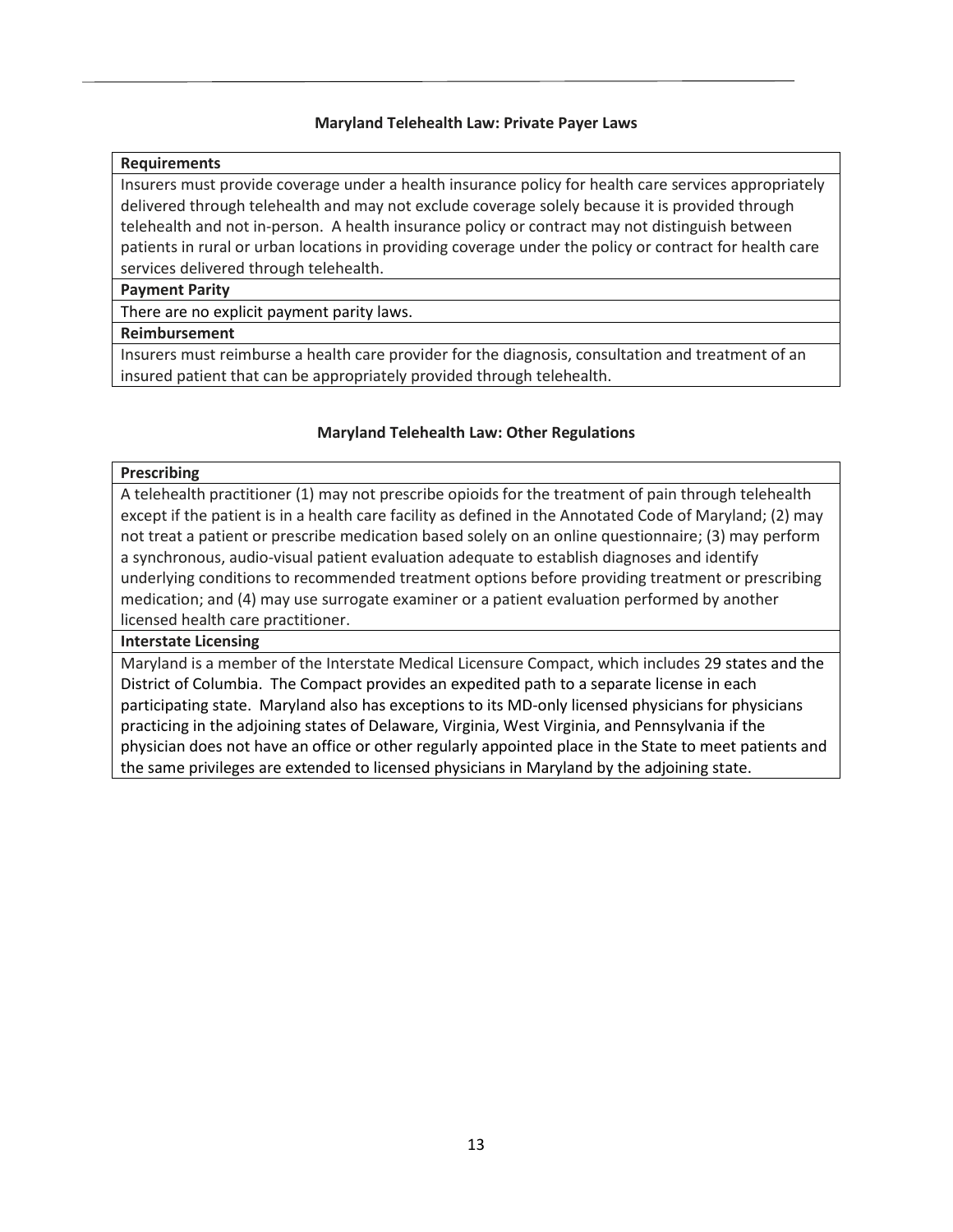### Maryland Telehealth Law: Private Payer Laws

| **Requirements** |
|---|
| Insurers must provide coverage under a health insurance policy for health care services appropriately delivered through telehealth and may not exclude coverage solely because it is provided through telehealth and not in-person. A health insurance policy or contract may not distinguish between patients in rural or urban locations in providing coverage under the policy or contract for health care services delivered through telehealth. |
| **Payment Parity** |
| There are no explicit payment parity laws. |
| **Reimbursement** |
| Insurers must reimburse a health care provider for the diagnosis, consultation and treatment of an insured patient that can be appropriately provided through telehealth. |

### Maryland Telehealth Law: Other Regulations

| **Prescribing** |
|---|
| A telehealth practitioner (1) may not prescribe opioids for the treatment of pain through telehealth except if the patient is in a health care facility as defined in the Annotated Code of Maryland; (2) may not treat a patient or prescribe medication based solely on an online questionnaire; (3) may perform a synchronous, audio-visual patient evaluation adequate to establish diagnoses and identify underlying conditions to recommended treatment options before providing treatment or prescribing medication; and (4) may use surrogate examiner or a patient evaluation performed by another licensed health care practitioner. |
| **Interstate Licensing** |
| Maryland is a member of the Interstate Medical Licensure Compact, which includes 29 states and the District of Columbia. The Compact provides an expedited path to a separate license in each participating state. Maryland also has exceptions to its MD-only licensed physicians for physicians practicing in the adjoining states of Delaware, Virginia, West Virginia, and Pennsylvania if the physician does not have an office or other regularly appointed place in the State to meet patients and the same privileges are extended to licensed physicians in Maryland by the adjoining state. |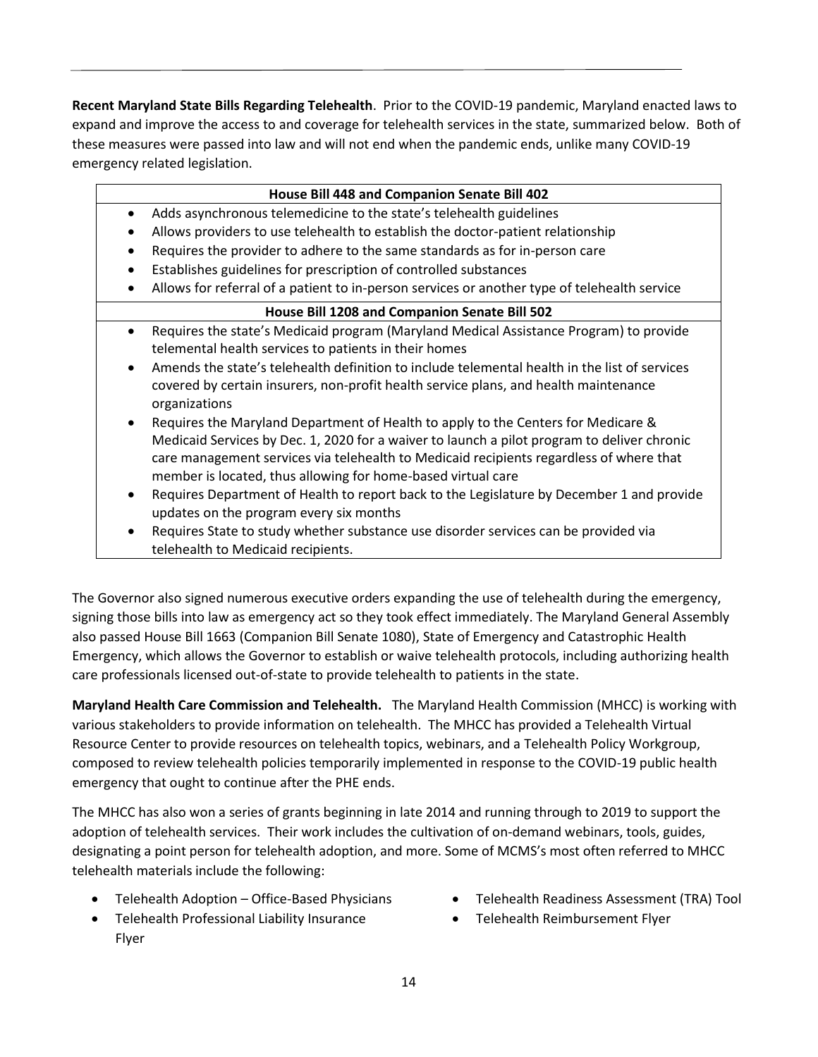**Recent Maryland State Bills Regarding Telehealth**. Prior to the COVID-19 pandemic, Maryland enacted laws to expand and improve the access to and coverage for telehealth services in the state, summarized below. Both of these measures were passed into law and will not end when the pandemic ends, unlike many COVID-19 emergency related legislation.

| **House Bill 448 and Companion Senate Bill 402** |
|---|
| • Adds asynchronous telemedicine to the state's telehealth guidelines<br>• Allows providers to use telehealth to establish the doctor-patient relationship<br>• Requires the provider to adhere to the same standards as for in-person care<br>• Establishes guidelines for prescription of controlled substances<br>• Allows for referral of a patient to in-person services or another type of telehealth service |
| **House Bill 1208 and Companion Senate Bill 502** |
| • Requires the state's Medicaid program (Maryland Medical Assistance Program) to provide telemental health services to patients in their homes<br>• Amends the state's telehealth definition to include telemental health in the list of services covered by certain insurers, non-profit health service plans, and health maintenance organizations<br>• Requires the Maryland Department of Health to apply to the Centers for Medicare & Medicaid Services by Dec. 1, 2020 for a waiver to launch a pilot program to deliver chronic care management services via telehealth to Medicaid recipients regardless of where that member is located, thus allowing for home-based virtual care<br>• Requires Department of Health to report back to the Legislature by December 1 and provide updates on the program every six months<br>• Requires State to study whether substance use disorder services can be provided via telehealth to Medicaid recipients. |

The Governor also signed numerous executive orders expanding the use of telehealth during the emergency, signing those bills into law as emergency act so they took effect immediately. The Maryland General Assembly also passed House Bill 1663 (Companion Bill Senate 1080), State of Emergency and Catastrophic Health Emergency, which allows the Governor to establish or waive telehealth protocols, including authorizing health care professionals licensed out-of-state to provide telehealth to patients in the state.

**Maryland Health Care Commission and Telehealth.** The Maryland Health Commission (MHCC) is working with various stakeholders to provide information on telehealth. The MHCC has provided a Telehealth Virtual Resource Center to provide resources on telehealth topics, webinars, and a Telehealth Policy Workgroup, composed to review telehealth policies temporarily implemented in response to the COVID-19 public health emergency that ought to continue after the PHE ends.

The MHCC has also won a series of grants beginning in late 2014 and running through to 2019 to support the adoption of telehealth services. Their work includes the cultivation of on-demand webinars, tools, guides, designating a point person for telehealth adoption, and more. Some of MCMS's most often referred to MHCC telehealth materials include the following:

- Telehealth Adoption – Office-Based Physicians
- Telehealth Professional Liability Insurance Flyer
- Telehealth Readiness Assessment (TRA) Tool
- Telehealth Reimbursement Flyer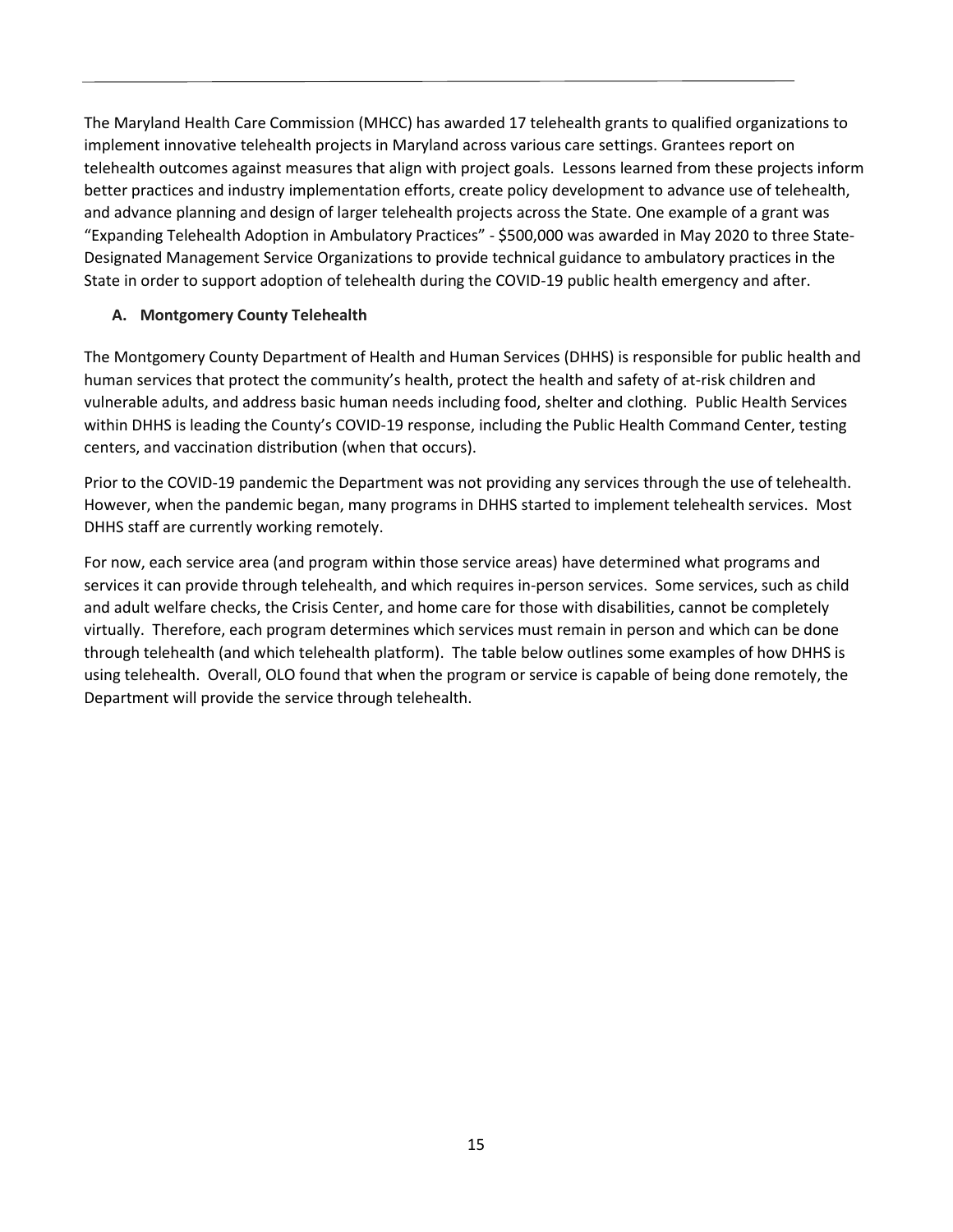The Maryland Health Care Commission (MHCC) has awarded 17 telehealth grants to qualified organizations to implement innovative telehealth projects in Maryland across various care settings. Grantees report on telehealth outcomes against measures that align with project goals. Lessons learned from these projects inform better practices and industry implementation efforts, create policy development to advance use of telehealth, and advance planning and design of larger telehealth projects across the State. One example of a grant was "Expanding Telehealth Adoption in Ambulatory Practices" - $500,000 was awarded in May 2020 to three State-Designated Management Service Organizations to provide technical guidance to ambulatory practices in the State in order to support adoption of telehealth during the COVID-19 public health emergency and after.

### A. Montgomery County Telehealth

The Montgomery County Department of Health and Human Services (DHHS) is responsible for public health and human services that protect the community's health, protect the health and safety of at-risk children and vulnerable adults, and address basic human needs including food, shelter and clothing. Public Health Services within DHHS is leading the County's COVID-19 response, including the Public Health Command Center, testing centers, and vaccination distribution (when that occurs).

Prior to the COVID-19 pandemic the Department was not providing any services through the use of telehealth. However, when the pandemic began, many programs in DHHS started to implement telehealth services. Most DHHS staff are currently working remotely.

For now, each service area (and program within those service areas) have determined what programs and services it can provide through telehealth, and which requires in-person services. Some services, such as child and adult welfare checks, the Crisis Center, and home care for those with disabilities, cannot be completely virtually. Therefore, each program determines which services must remain in person and which can be done through telehealth (and which telehealth platform). The table below outlines some examples of how DHHS is using telehealth. Overall, OLO found that when the program or service is capable of being done remotely, the Department will provide the service through telehealth.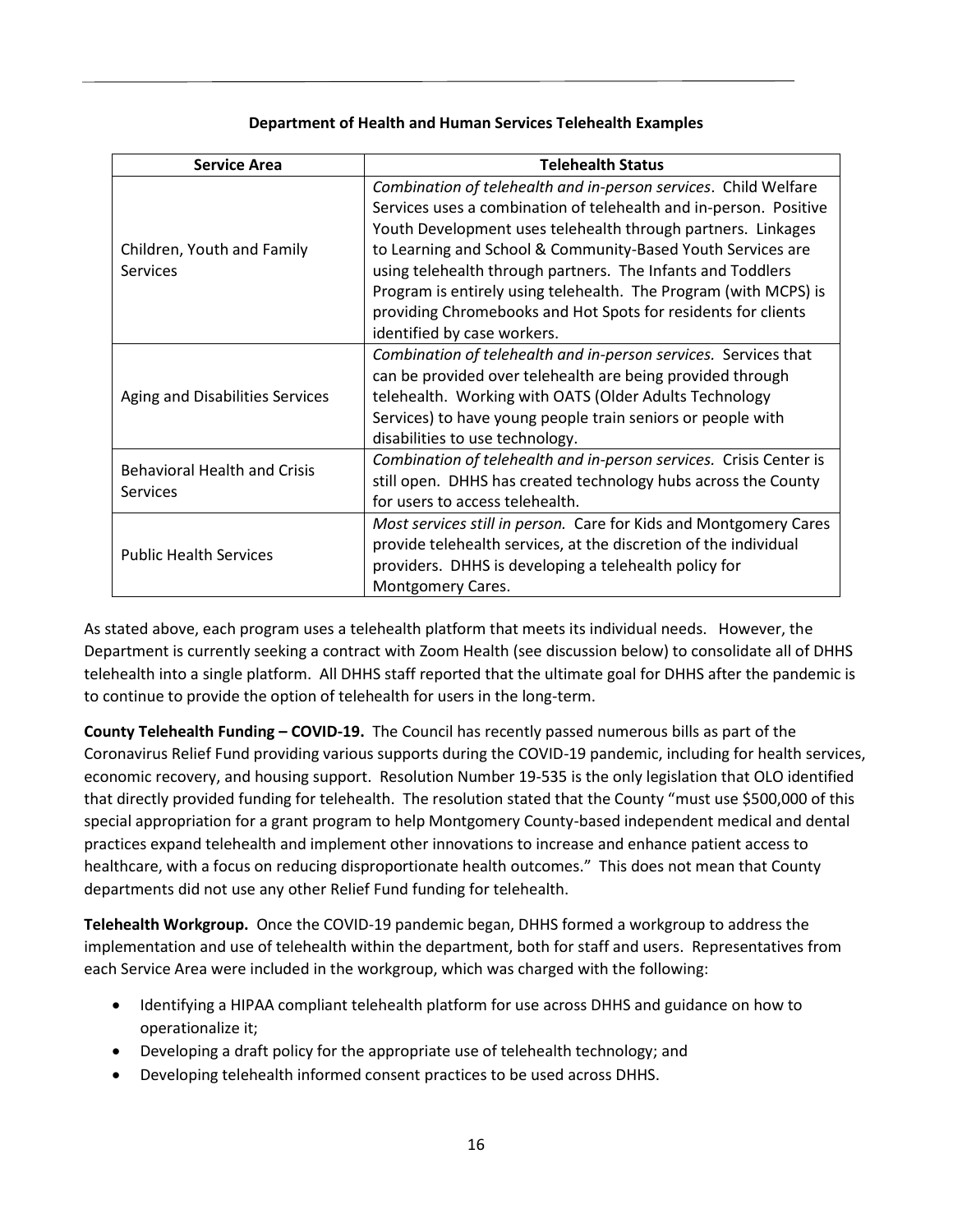**Department of Health and Human Services Telehealth Examples**

| Service Area | Telehealth Status |
|---|---|
| Children, Youth and Family Services | *Combination of telehealth and in-person services*. Child Welfare Services uses a combination of telehealth and in-person. Positive Youth Development uses telehealth through partners. Linkages to Learning and School & Community-Based Youth Services are using telehealth through partners. The Infants and Toddlers Program is entirely using telehealth. The Program (with MCPS) is providing Chromebooks and Hot Spots for residents for clients identified by case workers. |
| Aging and Disabilities Services | *Combination of telehealth and in-person services.* Services that can be provided over telehealth are being provided through telehealth. Working with OATS (Older Adults Technology Services) to have young people train seniors or people with disabilities to use technology. |
| Behavioral Health and Crisis Services | *Combination of telehealth and in-person services.* Crisis Center is still open. DHHS has created technology hubs across the County for users to access telehealth. |
| Public Health Services | *Most services still in person.* Care for Kids and Montgomery Cares provide telehealth services, at the discretion of the individual providers. DHHS is developing a telehealth policy for Montgomery Cares. |

As stated above, each program uses a telehealth platform that meets its individual needs. However, the Department is currently seeking a contract with Zoom Health (see discussion below) to consolidate all of DHHS telehealth into a single platform. All DHHS staff reported that the ultimate goal for DHHS after the pandemic is to continue to provide the option of telehealth for users in the long-term.

**County Telehealth Funding – COVID-19.** The Council has recently passed numerous bills as part of the Coronavirus Relief Fund providing various supports during the COVID-19 pandemic, including for health services, economic recovery, and housing support. Resolution Number 19-535 is the only legislation that OLO identified that directly provided funding for telehealth. The resolution stated that the County "must use $500,000 of this special appropriation for a grant program to help Montgomery County-based independent medical and dental practices expand telehealth and implement other innovations to increase and enhance patient access to healthcare, with a focus on reducing disproportionate health outcomes." This does not mean that County departments did not use any other Relief Fund funding for telehealth.

**Telehealth Workgroup.** Once the COVID-19 pandemic began, DHHS formed a workgroup to address the implementation and use of telehealth within the department, both for staff and users. Representatives from each Service Area were included in the workgroup, which was charged with the following:

- Identifying a HIPAA compliant telehealth platform for use across DHHS and guidance on how to operationalize it;
- Developing a draft policy for the appropriate use of telehealth technology; and
- Developing telehealth informed consent practices to be used across DHHS.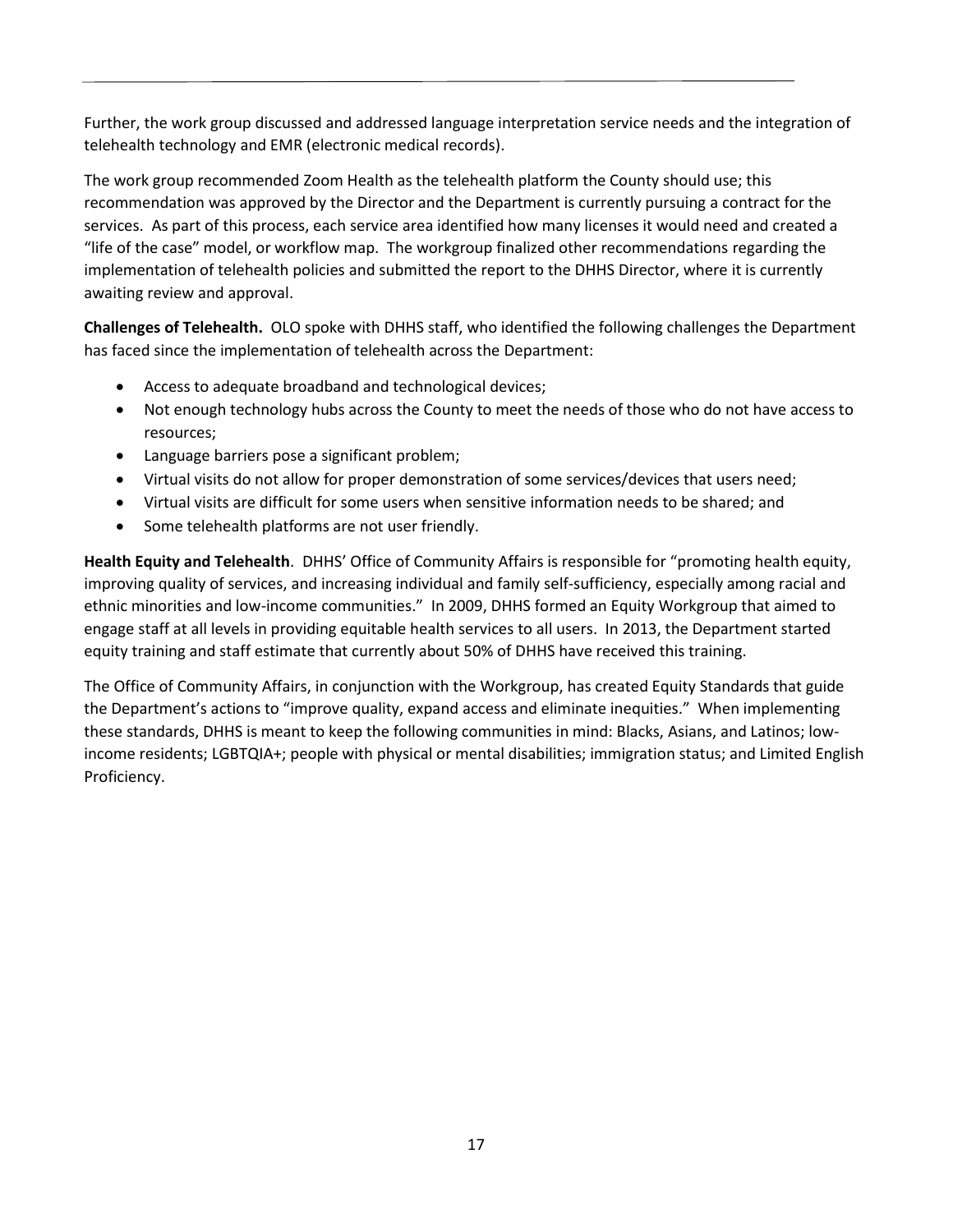Further, the work group discussed and addressed language interpretation service needs and the integration of telehealth technology and EMR (electronic medical records).

The work group recommended Zoom Health as the telehealth platform the County should use; this recommendation was approved by the Director and the Department is currently pursuing a contract for the services. As part of this process, each service area identified how many licenses it would need and created a "life of the case" model, or workflow map. The workgroup finalized other recommendations regarding the implementation of telehealth policies and submitted the report to the DHHS Director, where it is currently awaiting review and approval.

**Challenges of Telehealth.** OLO spoke with DHHS staff, who identified the following challenges the Department has faced since the implementation of telehealth across the Department:

- Access to adequate broadband and technological devices;
- Not enough technology hubs across the County to meet the needs of those who do not have access to resources;
- Language barriers pose a significant problem;
- Virtual visits do not allow for proper demonstration of some services/devices that users need;
- Virtual visits are difficult for some users when sensitive information needs to be shared; and
- Some telehealth platforms are not user friendly.

**Health Equity and Telehealth**. DHHS' Office of Community Affairs is responsible for "promoting health equity, improving quality of services, and increasing individual and family self-sufficiency, especially among racial and ethnic minorities and low-income communities." In 2009, DHHS formed an Equity Workgroup that aimed to engage staff at all levels in providing equitable health services to all users. In 2013, the Department started equity training and staff estimate that currently about 50% of DHHS have received this training.

The Office of Community Affairs, in conjunction with the Workgroup, has created Equity Standards that guide the Department's actions to "improve quality, expand access and eliminate inequities." When implementing these standards, DHHS is meant to keep the following communities in mind: Blacks, Asians, and Latinos; low-income residents; LGBTQIA+; people with physical or mental disabilities; immigration status; and Limited English Proficiency.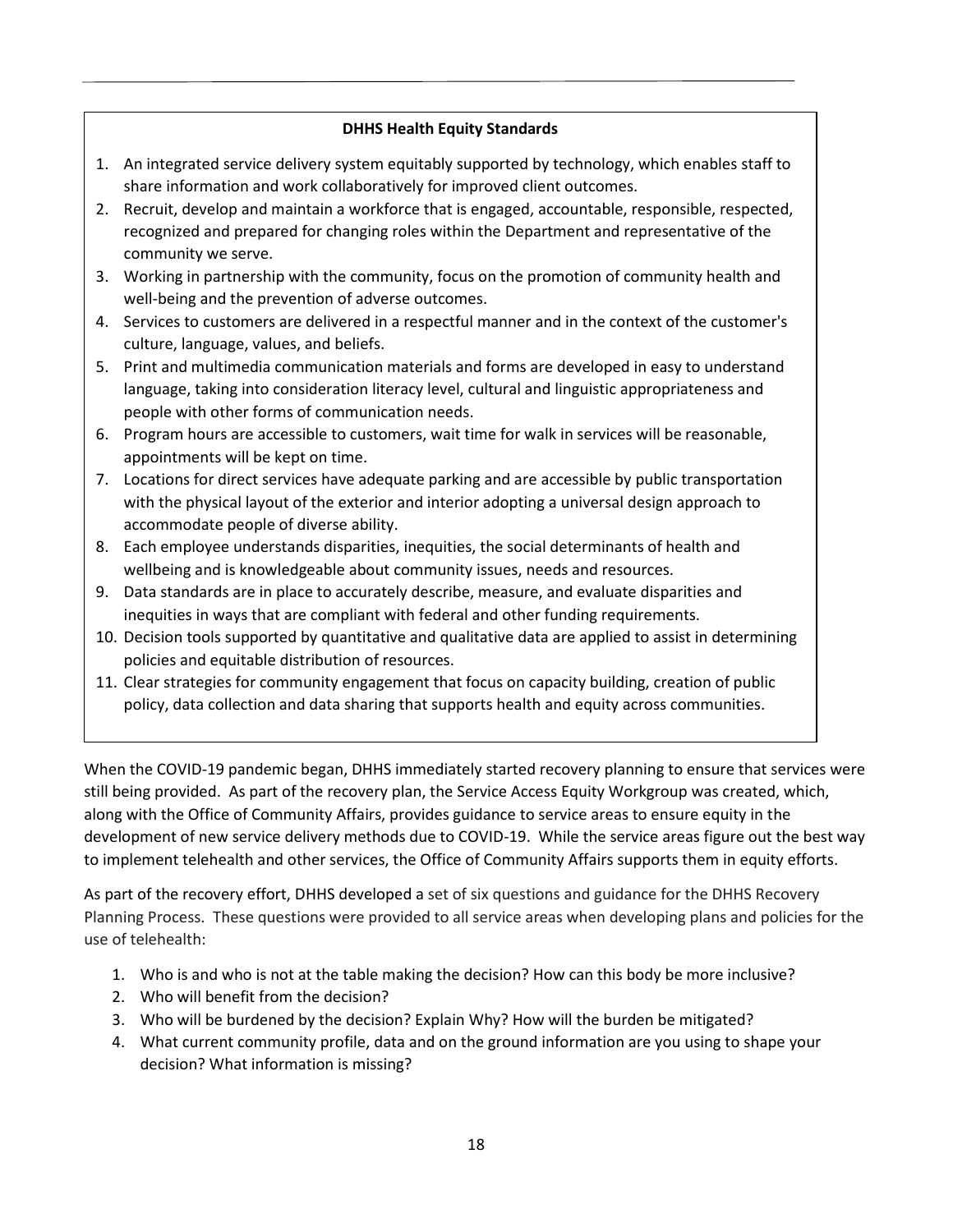**DHHS Health Equity Standards**

1. An integrated service delivery system equitably supported by technology, which enables staff to share information and work collaboratively for improved client outcomes.
2. Recruit, develop and maintain a workforce that is engaged, accountable, responsible, respected, recognized and prepared for changing roles within the Department and representative of the community we serve.
3. Working in partnership with the community, focus on the promotion of community health and well-being and the prevention of adverse outcomes.
4. Services to customers are delivered in a respectful manner and in the context of the customer's culture, language, values, and beliefs.
5. Print and multimedia communication materials and forms are developed in easy to understand language, taking into consideration literacy level, cultural and linguistic appropriateness and people with other forms of communication needs.
6. Program hours are accessible to customers, wait time for walk in services will be reasonable, appointments will be kept on time.
7. Locations for direct services have adequate parking and are accessible by public transportation with the physical layout of the exterior and interior adopting a universal design approach to accommodate people of diverse ability.
8. Each employee understands disparities, inequities, the social determinants of health and wellbeing and is knowledgeable about community issues, needs and resources.
9. Data standards are in place to accurately describe, measure, and evaluate disparities and inequities in ways that are compliant with federal and other funding requirements.
10. Decision tools supported by quantitative and qualitative data are applied to assist in determining policies and equitable distribution of resources.
11. Clear strategies for community engagement that focus on capacity building, creation of public policy, data collection and data sharing that supports health and equity across communities.

When the COVID-19 pandemic began, DHHS immediately started recovery planning to ensure that services were still being provided. As part of the recovery plan, the Service Access Equity Workgroup was created, which, along with the Office of Community Affairs, provides guidance to service areas to ensure equity in the development of new service delivery methods due to COVID-19. While the service areas figure out the best way to implement telehealth and other services, the Office of Community Affairs supports them in equity efforts.

As part of the recovery effort, DHHS developed a set of six questions and guidance for the DHHS Recovery Planning Process. These questions were provided to all service areas when developing plans and policies for the use of telehealth:

1. Who is and who is not at the table making the decision? How can this body be more inclusive?
2. Who will benefit from the decision?
3. Who will be burdened by the decision? Explain Why? How will the burden be mitigated?
4. What current community profile, data and on the ground information are you using to shape your decision? What information is missing?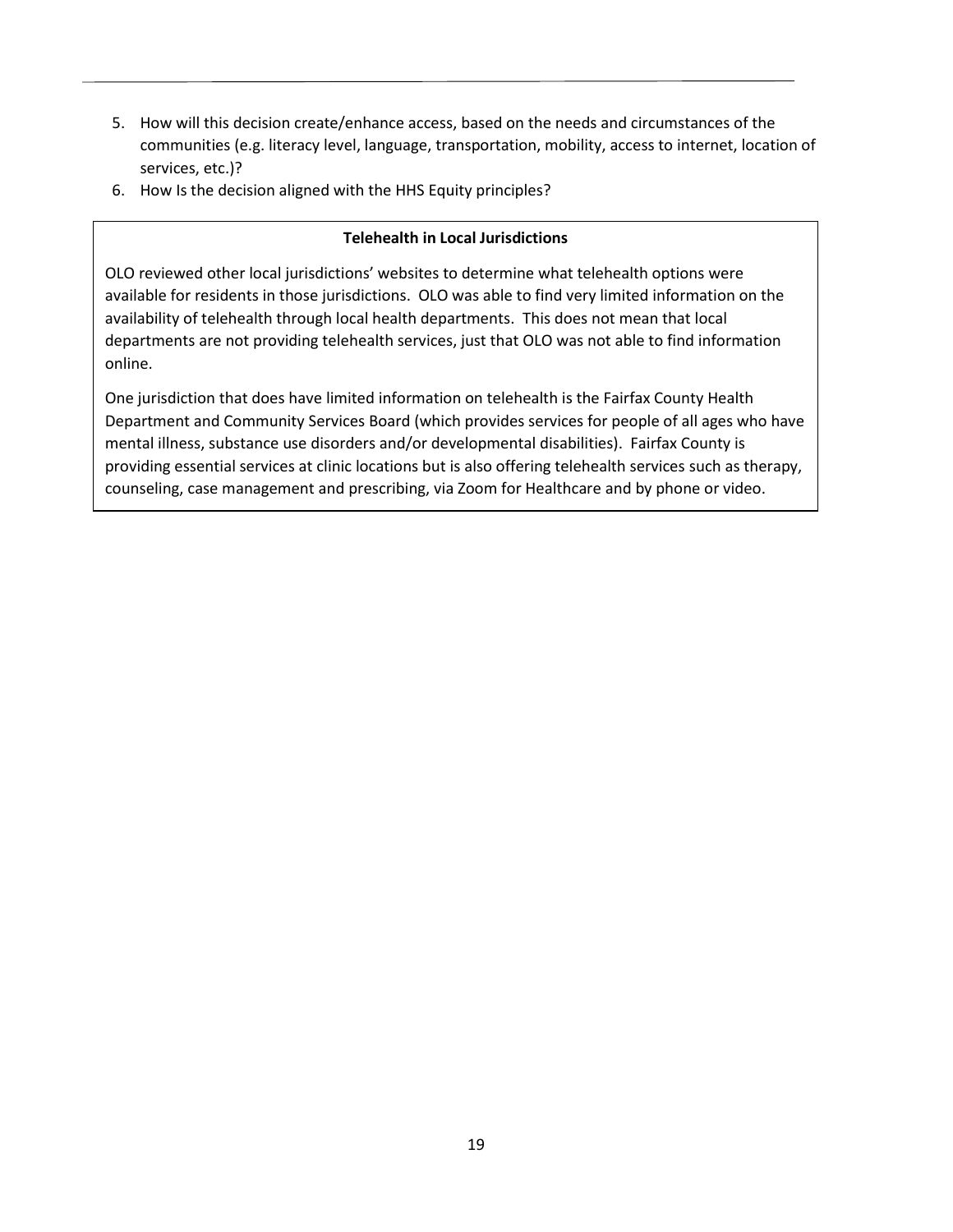5. How will this decision create/enhance access, based on the needs and circumstances of the communities (e.g. literacy level, language, transportation, mobility, access to internet, location of services, etc.)?
6. How Is the decision aligned with the HHS Equity principles?

**Telehealth in Local Jurisdictions**

OLO reviewed other local jurisdictions' websites to determine what telehealth options were available for residents in those jurisdictions. OLO was able to find very limited information on the availability of telehealth through local health departments. This does not mean that local departments are not providing telehealth services, just that OLO was not able to find information online.

One jurisdiction that does have limited information on telehealth is the Fairfax County Health Department and Community Services Board (which provides services for people of all ages who have mental illness, substance use disorders and/or developmental disabilities). Fairfax County is providing essential services at clinic locations but is also offering telehealth services such as therapy, counseling, case management and prescribing, via Zoom for Healthcare and by phone or video.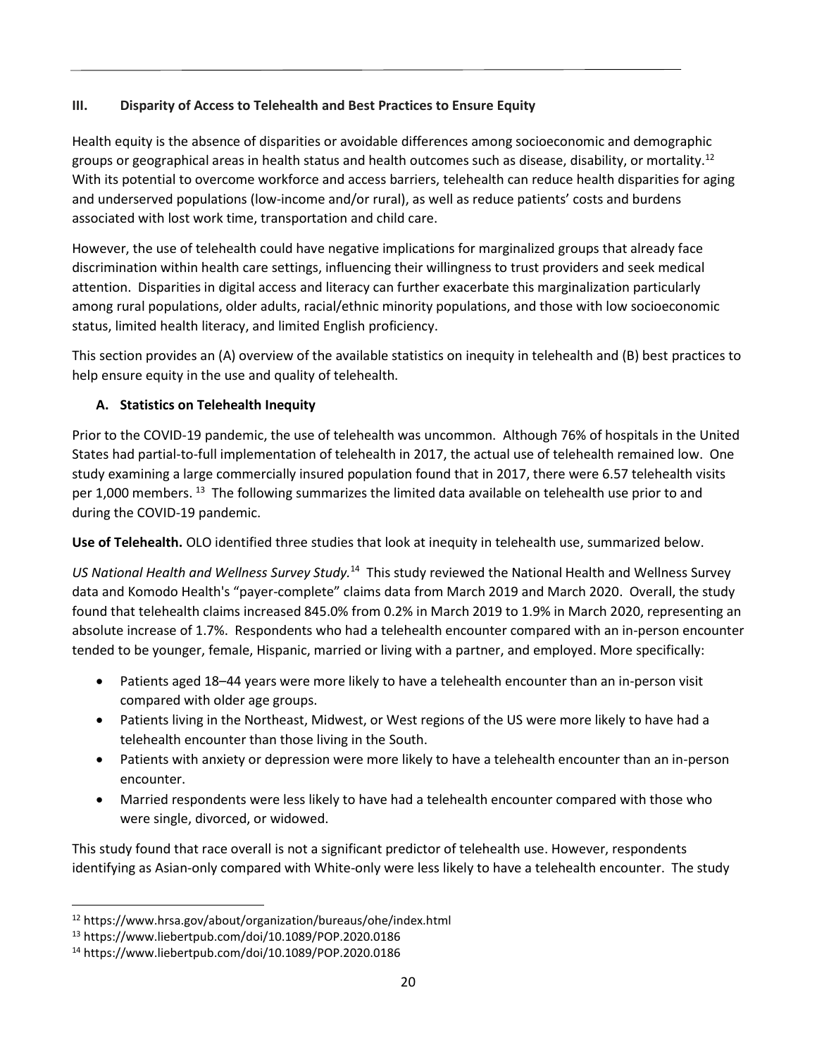## III. Disparity of Access to Telehealth and Best Practices to Ensure Equity

Health equity is the absence of disparities or avoidable differences among socioeconomic and demographic groups or geographical areas in health status and health outcomes such as disease, disability, or mortality.[12] With its potential to overcome workforce and access barriers, telehealth can reduce health disparities for aging and underserved populations (low-income and/or rural), as well as reduce patients' costs and burdens associated with lost work time, transportation and child care.

However, the use of telehealth could have negative implications for marginalized groups that already face discrimination within health care settings, influencing their willingness to trust providers and seek medical attention. Disparities in digital access and literacy can further exacerbate this marginalization particularly among rural populations, older adults, racial/ethnic minority populations, and those with low socioeconomic status, limited health literacy, and limited English proficiency.

This section provides an (A) overview of the available statistics on inequity in telehealth and (B) best practices to help ensure equity in the use and quality of telehealth.

### A. Statistics on Telehealth Inequity

Prior to the COVID-19 pandemic, the use of telehealth was uncommon. Although 76% of hospitals in the United States had partial-to-full implementation of telehealth in 2017, the actual use of telehealth remained low. One study examining a large commercially insured population found that in 2017, there were 6.57 telehealth visits per 1,000 members.[13] The following summarizes the limited data available on telehealth use prior to and during the COVID-19 pandemic.

**Use of Telehealth.** OLO identified three studies that look at inequity in telehealth use, summarized below.

*US National Health and Wellness Survey Study.*[14] This study reviewed the National Health and Wellness Survey data and Komodo Health's "payer-complete" claims data from March 2019 and March 2020. Overall, the study found that telehealth claims increased 845.0% from 0.2% in March 2019 to 1.9% in March 2020, representing an absolute increase of 1.7%. Respondents who had a telehealth encounter compared with an in-person encounter tended to be younger, female, Hispanic, married or living with a partner, and employed. More specifically:

- Patients aged 18–44 years were more likely to have a telehealth encounter than an in-person visit compared with older age groups.
- Patients living in the Northeast, Midwest, or West regions of the US were more likely to have had a telehealth encounter than those living in the South.
- Patients with anxiety or depression were more likely to have a telehealth encounter than an in-person encounter.
- Married respondents were less likely to have had a telehealth encounter compared with those who were single, divorced, or widowed.

This study found that race overall is not a significant predictor of telehealth use. However, respondents identifying as Asian-only compared with White-only were less likely to have a telehealth encounter. The study

---

[12] https://www.hrsa.gov/about/organization/bureaus/ohe/index.html

[13] https://www.liebertpub.com/doi/10.1089/POP.2020.0186

[14] https://www.liebertpub.com/doi/10.1089/POP.2020.0186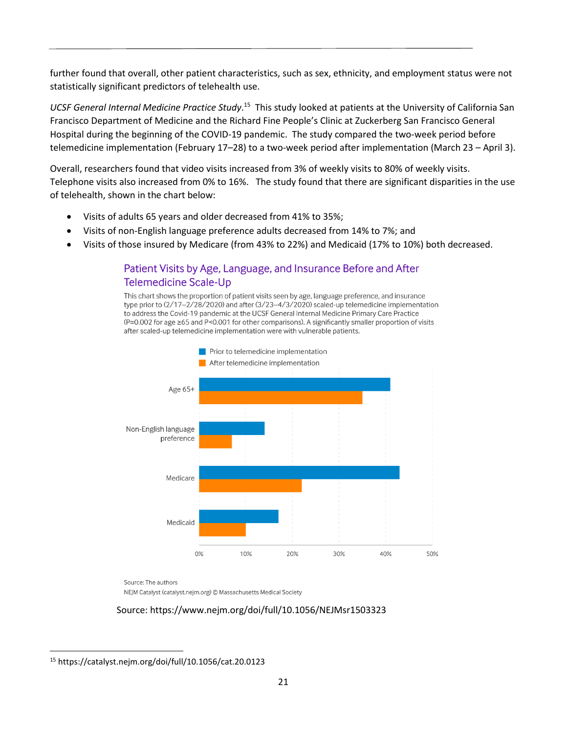further found that overall, other patient characteristics, such as sex, ethnicity, and employment status were not statistically significant predictors of telehealth use.

*UCSF General Internal Medicine Practice Study*.[15] This study looked at patients at the University of California San Francisco Department of Medicine and the Richard Fine People's Clinic at Zuckerberg San Francisco General Hospital during the beginning of the COVID-19 pandemic. The study compared the two-week period before telemedicine implementation (February 17–28) to a two-week period after implementation (March 23 – April 3).

Overall, researchers found that video visits increased from 3% of weekly visits to 80% of weekly visits. Telephone visits also increased from 0% to 16%. The study found that there are significant disparities in the use of telehealth, shown in the chart below:

- Visits of adults 65 years and older decreased from 41% to 35%;
- Visits of non-English language preference adults decreased from 14% to 7%; and
- Visits of those insured by Medicare (from 43% to 22%) and Medicaid (17% to 10%) both decreased.

**Patient Visits by Age, Language, and Insurance Before and After Telemedicine Scale-Up**

This chart shows the proportion of patient visits seen by age, language preference, and insurance type prior to (2/17–2/28/2020) and after (3/23–4/3/2020) scaled-up telemedicine implementation to address the Covid-19 pandemic at the UCSF General Internal Medicine Primary Care Practice ($P=0.002$ for age ≥65 and $P<0.001$ for other comparisons). A significantly smaller proportion of visits after scaled-up telemedicine implementation were with vulnerable patients.

| | Prior to telemedicine implementation | After telemedicine implementation |
|---|---|---|
| Age 65+ | 41% | 35% |
| Non-English language preference | 14% | 7% |
| Medicare | 43% | 22% |
| Medicaid | 17% | 10% |

Source: The authors

NEJM Catalyst (catalyst.nejm.org) © Massachusetts Medical Society

Source: https://www.nejm.org/doi/full/10.1056/NEJMsr1503323

---

[15] https://catalyst.nejm.org/doi/full/10.1056/cat.20.0123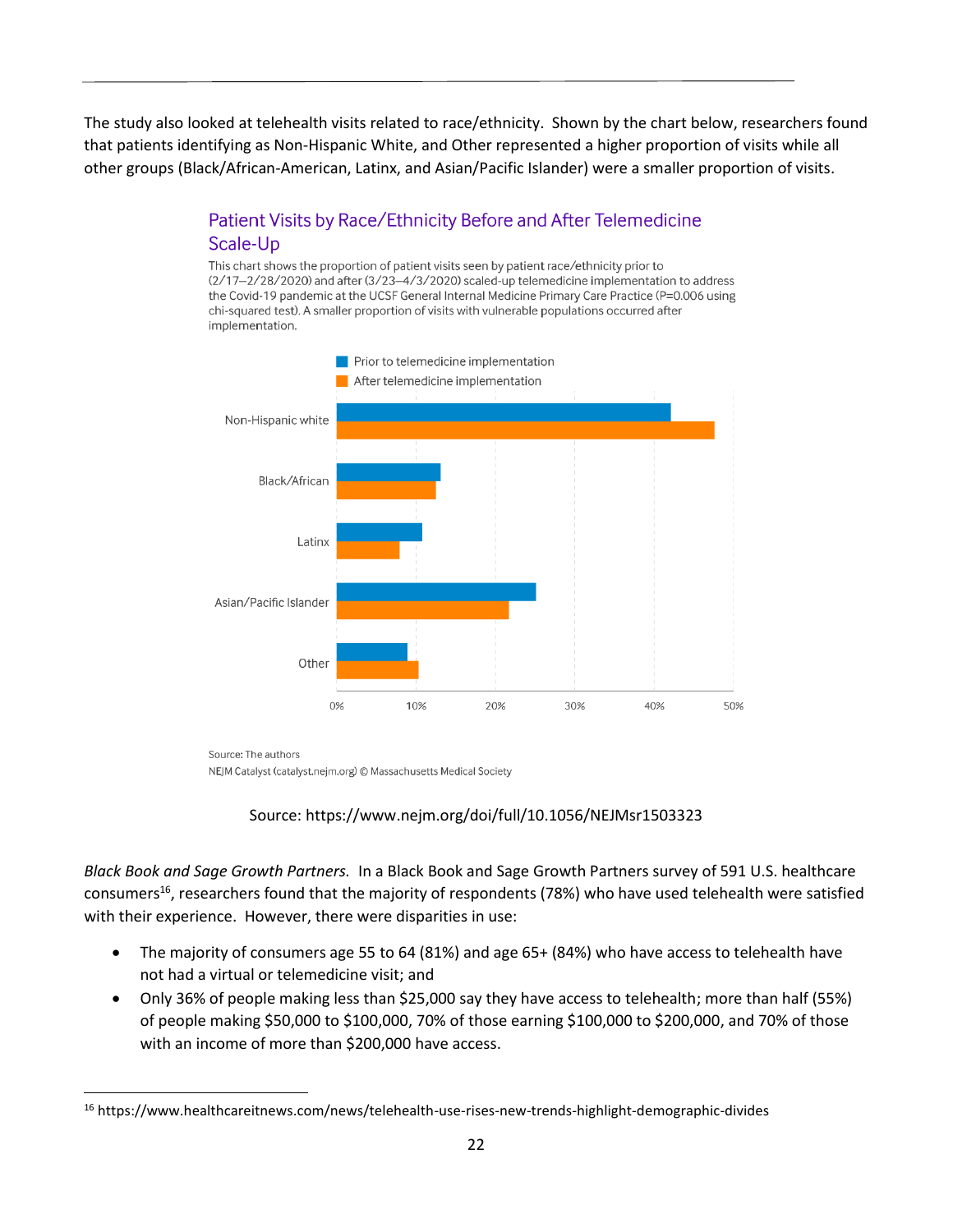The study also looked at telehealth visits related to race/ethnicity. Shown by the chart below, researchers found that patients identifying as Non-Hispanic White, and Other represented a higher proportion of visits while all other groups (Black/African-American, Latinx, and Asian/Pacific Islander) were a smaller proportion of visits.

Patient Visits by Race/Ethnicity Before and After Telemedicine Scale-Up

This chart shows the proportion of patient visits seen by patient race/ethnicity prior to (2/17–2/28/2020) and after (3/23–4/3/2020) scaled-up telemedicine implementation to address the Covid-19 pandemic at the UCSF General Internal Medicine Primary Care Practice (P=0.006 using chi-squared test). A smaller proportion of visits with vulnerable populations occurred after implementation.

Prior to telemedicine implementation

After telemedicine implementation

Non-Hispanic white

Black/African

Latinx

Asian/Pacific Islander

Other

0% 10% 20% 30% 40% 50%

Source: The authors

NEJM Catalyst (catalyst.nejm.org) © Massachusetts Medical Society

Source: https://www.nejm.org/doi/full/10.1056/NEJMsr1503323

*Black Book and Sage Growth Partners.* In a Black Book and Sage Growth Partners survey of 591 U.S. healthcare consumers[16], researchers found that the majority of respondents (78%) who have used telehealth were satisfied with their experience. However, there were disparities in use:

- The majority of consumers age 55 to 64 (81%) and age 65+ (84%) who have access to telehealth have not had a virtual or telemedicine visit; and
- Only 36% of people making less than $25,000 say they have access to telehealth; more than half (55%) of people making $50,000 to $100,000, 70% of those earning $100,000 to $200,000, and 70% of those with an income of more than $200,000 have access.

[16] https://www.healthcareitnews.com/news/telehealth-use-rises-new-trends-highlight-demographic-divides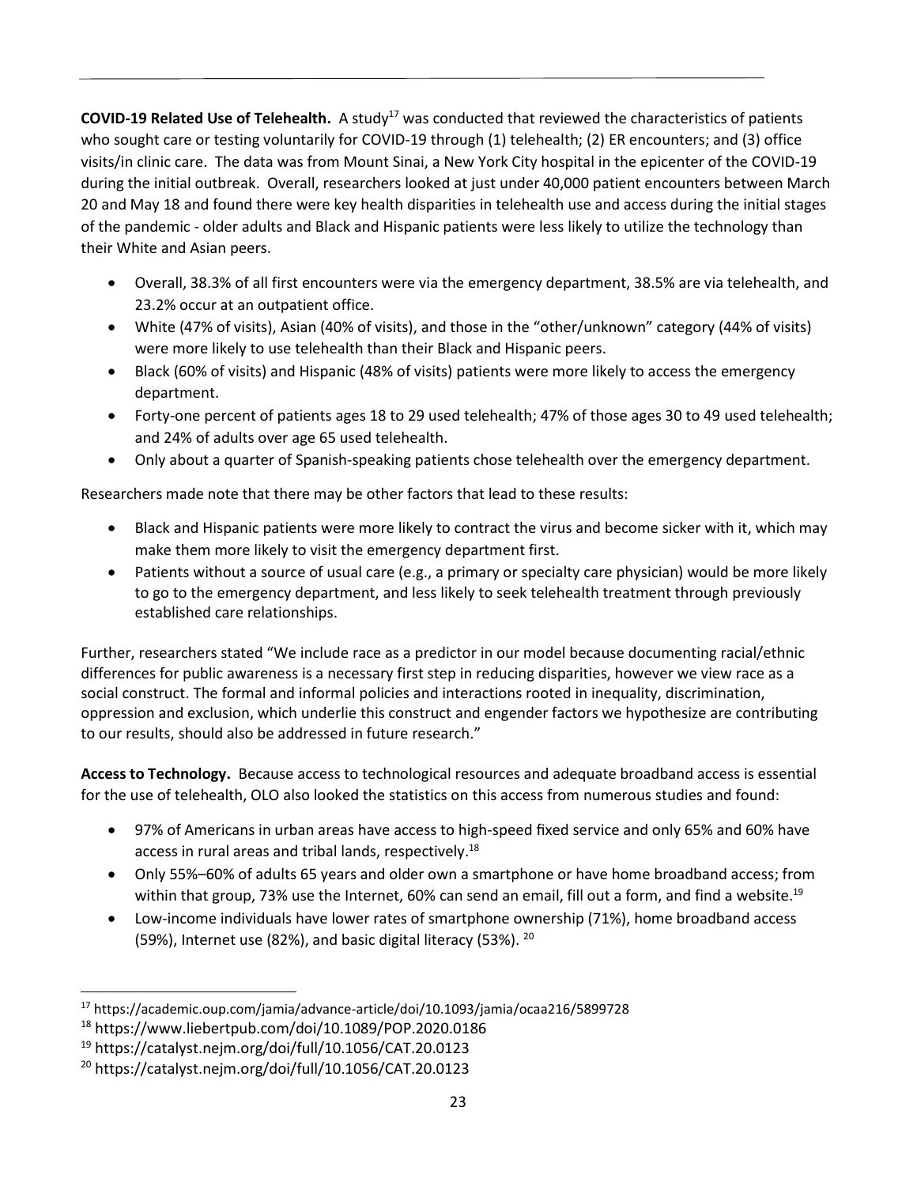**COVID-19 Related Use of Telehealth.** A study[17] was conducted that reviewed the characteristics of patients who sought care or testing voluntarily for COVID-19 through (1) telehealth; (2) ER encounters; and (3) office visits/in clinic care. The data was from Mount Sinai, a New York City hospital in the epicenter of the COVID-19 during the initial outbreak. Overall, researchers looked at just under 40,000 patient encounters between March 20 and May 18 and found there were key health disparities in telehealth use and access during the initial stages of the pandemic - older adults and Black and Hispanic patients were less likely to utilize the technology than their White and Asian peers.

- Overall, 38.3% of all first encounters were via the emergency department, 38.5% are via telehealth, and 23.2% occur at an outpatient office.
- White (47% of visits), Asian (40% of visits), and those in the "other/unknown" category (44% of visits) were more likely to use telehealth than their Black and Hispanic peers.
- Black (60% of visits) and Hispanic (48% of visits) patients were more likely to access the emergency department.
- Forty-one percent of patients ages 18 to 29 used telehealth; 47% of those ages 30 to 49 used telehealth; and 24% of adults over age 65 used telehealth.
- Only about a quarter of Spanish-speaking patients chose telehealth over the emergency department.

Researchers made note that there may be other factors that lead to these results:

- Black and Hispanic patients were more likely to contract the virus and become sicker with it, which may make them more likely to visit the emergency department first.
- Patients without a source of usual care (e.g., a primary or specialty care physician) would be more likely to go to the emergency department, and less likely to seek telehealth treatment through previously established care relationships.

Further, researchers stated "We include race as a predictor in our model because documenting racial/ethnic differences for public awareness is a necessary first step in reducing disparities, however we view race as a social construct. The formal and informal policies and interactions rooted in inequality, discrimination, oppression and exclusion, which underlie this construct and engender factors we hypothesize are contributing to our results, should also be addressed in future research."

**Access to Technology.** Because access to technological resources and adequate broadband access is essential for the use of telehealth, OLO also looked the statistics on this access from numerous studies and found:

- 97% of Americans in urban areas have access to high-speed fixed service and only 65% and 60% have access in rural areas and tribal lands, respectively.[18]
- Only 55%–60% of adults 65 years and older own a smartphone or have home broadband access; from within that group, 73% use the Internet, 60% can send an email, fill out a form, and find a website.[19]
- Low-income individuals have lower rates of smartphone ownership (71%), home broadband access (59%), Internet use (82%), and basic digital literacy (53%).[20]

---

[17] https://academic.oup.com/jamia/advance-article/doi/10.1093/jamia/ocaa216/5899728

[18] https://www.liebertpub.com/doi/10.1089/POP.2020.0186

[19] https://catalyst.nejm.org/doi/full/10.1056/CAT.20.0123

[20] https://catalyst.nejm.org/doi/full/10.1056/CAT.20.0123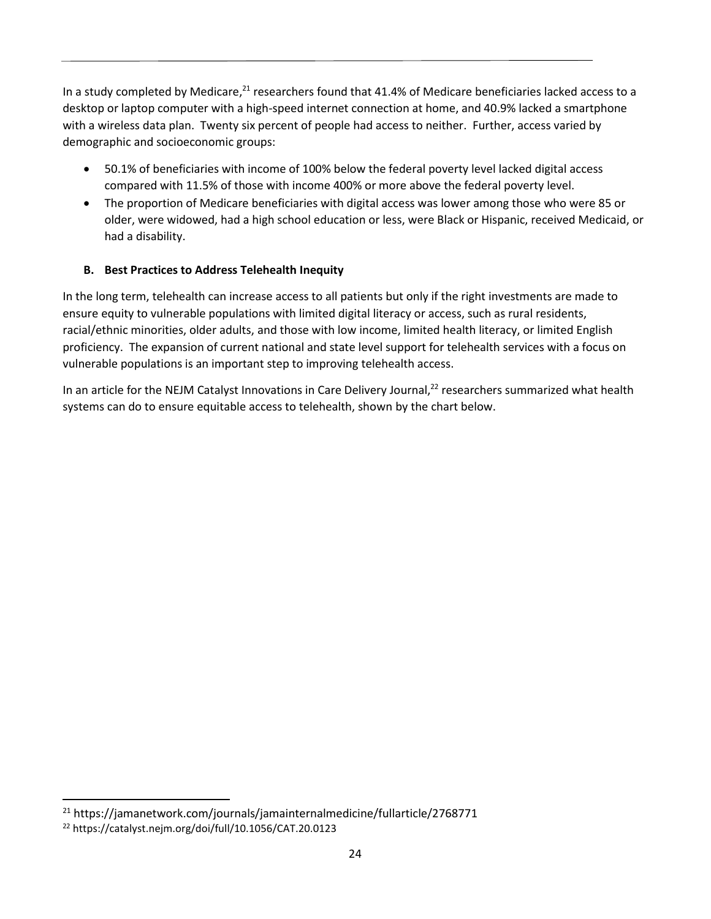In a study completed by Medicare,[21] researchers found that 41.4% of Medicare beneficiaries lacked access to a desktop or laptop computer with a high-speed internet connection at home, and 40.9% lacked a smartphone with a wireless data plan. Twenty six percent of people had access to neither. Further, access varied by demographic and socioeconomic groups:

- 50.1% of beneficiaries with income of 100% below the federal poverty level lacked digital access compared with 11.5% of those with income 400% or more above the federal poverty level.
- The proportion of Medicare beneficiaries with digital access was lower among those who were 85 or older, were widowed, had a high school education or less, were Black or Hispanic, received Medicaid, or had a disability.

### B. Best Practices to Address Telehealth Inequity

In the long term, telehealth can increase access to all patients but only if the right investments are made to ensure equity to vulnerable populations with limited digital literacy or access, such as rural residents, racial/ethnic minorities, older adults, and those with low income, limited health literacy, or limited English proficiency. The expansion of current national and state level support for telehealth services with a focus on vulnerable populations is an important step to improving telehealth access.

In an article for the NEJM Catalyst Innovations in Care Delivery Journal,[22] researchers summarized what health systems can do to ensure equitable access to telehealth, shown by the chart below.

[21] https://jamanetwork.com/journals/jamainternalmedicine/fullarticle/2768771

[22] https://catalyst.nejm.org/doi/full/10.1056/CAT.20.0123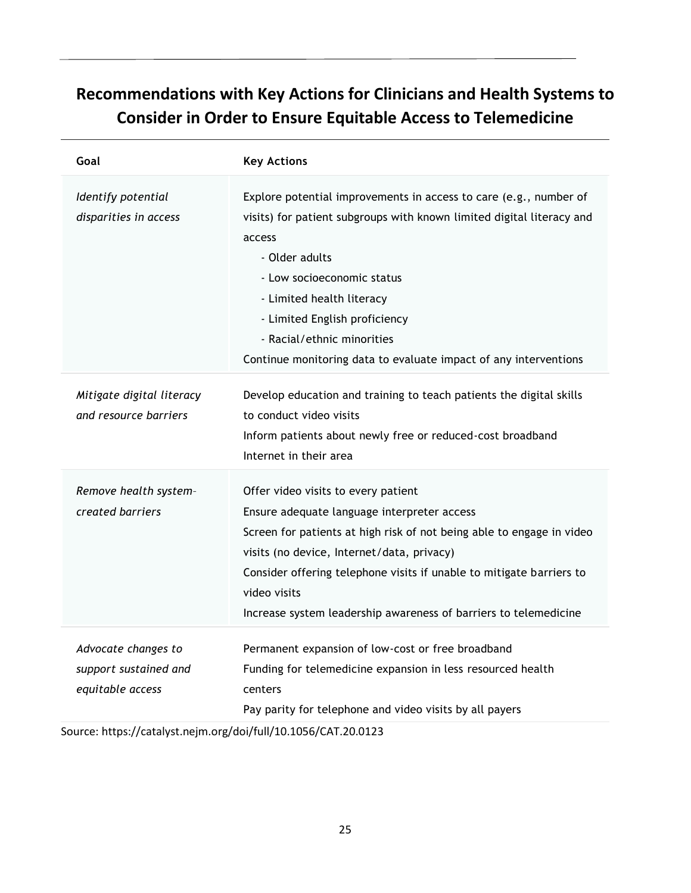## Recommendations with Key Actions for Clinicians and Health Systems to Consider in Order to Ensure Equitable Access to Telemedicine

| Goal | Key Actions |
| --- | --- |
| *Identify potential disparities in access* | Explore potential improvements in access to care (e.g., number of visits) for patient subgroups with known limited digital literacy and access<br>- Older adults<br>- Low socioeconomic status<br>- Limited health literacy<br>- Limited English proficiency<br>- Racial/ethnic minorities<br>Continue monitoring data to evaluate impact of any interventions |
| *Mitigate digital literacy and resource barriers* | Develop education and training to teach patients the digital skills to conduct video visits<br>Inform patients about newly free or reduced-cost broadband Internet in their area |
| *Remove health system–created barriers* | Offer video visits to every patient<br>Ensure adequate language interpreter access<br>Screen for patients at high risk of not being able to engage in video visits (no device, Internet/data, privacy)<br>Consider offering telephone visits if unable to mitigate barriers to video visits<br>Increase system leadership awareness of barriers to telemedicine |
| *Advocate changes to support sustained and equitable access* | Permanent expansion of low-cost or free broadband<br>Funding for telemedicine expansion in less resourced health centers<br>Pay parity for telephone and video visits by all payers |

Source: https://catalyst.nejm.org/doi/full/10.1056/CAT.20.0123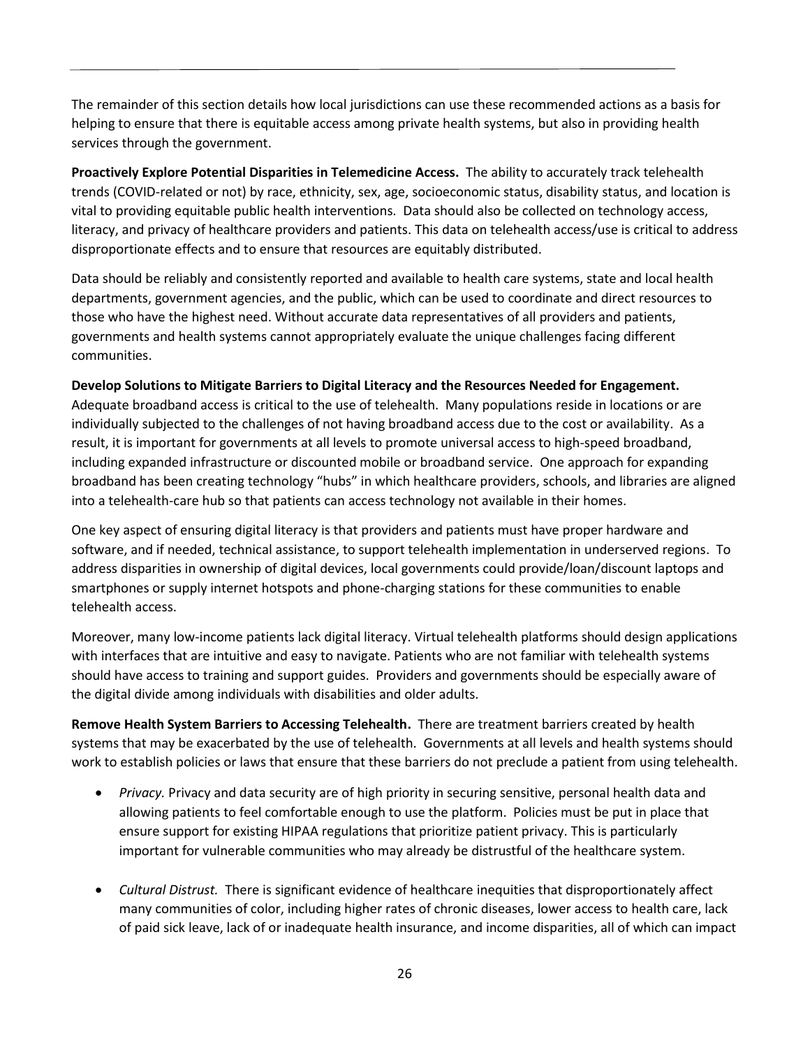The remainder of this section details how local jurisdictions can use these recommended actions as a basis for helping to ensure that there is equitable access among private health systems, but also in providing health services through the government.

**Proactively Explore Potential Disparities in Telemedicine Access.** The ability to accurately track telehealth trends (COVID-related or not) by race, ethnicity, sex, age, socioeconomic status, disability status, and location is vital to providing equitable public health interventions. Data should also be collected on technology access, literacy, and privacy of healthcare providers and patients. This data on telehealth access/use is critical to address disproportionate effects and to ensure that resources are equitably distributed.

Data should be reliably and consistently reported and available to health care systems, state and local health departments, government agencies, and the public, which can be used to coordinate and direct resources to those who have the highest need. Without accurate data representatives of all providers and patients, governments and health systems cannot appropriately evaluate the unique challenges facing different communities.

**Develop Solutions to Mitigate Barriers to Digital Literacy and the Resources Needed for Engagement.** Adequate broadband access is critical to the use of telehealth. Many populations reside in locations or are individually subjected to the challenges of not having broadband access due to the cost or availability. As a result, it is important for governments at all levels to promote universal access to high-speed broadband, including expanded infrastructure or discounted mobile or broadband service. One approach for expanding broadband has been creating technology "hubs" in which healthcare providers, schools, and libraries are aligned into a telehealth-care hub so that patients can access technology not available in their homes.

One key aspect of ensuring digital literacy is that providers and patients must have proper hardware and software, and if needed, technical assistance, to support telehealth implementation in underserved regions. To address disparities in ownership of digital devices, local governments could provide/loan/discount laptops and smartphones or supply internet hotspots and phone-charging stations for these communities to enable telehealth access.

Moreover, many low-income patients lack digital literacy. Virtual telehealth platforms should design applications with interfaces that are intuitive and easy to navigate. Patients who are not familiar with telehealth systems should have access to training and support guides. Providers and governments should be especially aware of the digital divide among individuals with disabilities and older adults.

**Remove Health System Barriers to Accessing Telehealth.** There are treatment barriers created by health systems that may be exacerbated by the use of telehealth. Governments at all levels and health systems should work to establish policies or laws that ensure that these barriers do not preclude a patient from using telehealth.

- *Privacy.* Privacy and data security are of high priority in securing sensitive, personal health data and allowing patients to feel comfortable enough to use the platform. Policies must be put in place that ensure support for existing HIPAA regulations that prioritize patient privacy. This is particularly important for vulnerable communities who may already be distrustful of the healthcare system.

- *Cultural Distrust.* There is significant evidence of healthcare inequities that disproportionately affect many communities of color, including higher rates of chronic diseases, lower access to health care, lack of paid sick leave, lack of or inadequate health insurance, and income disparities, all of which can impact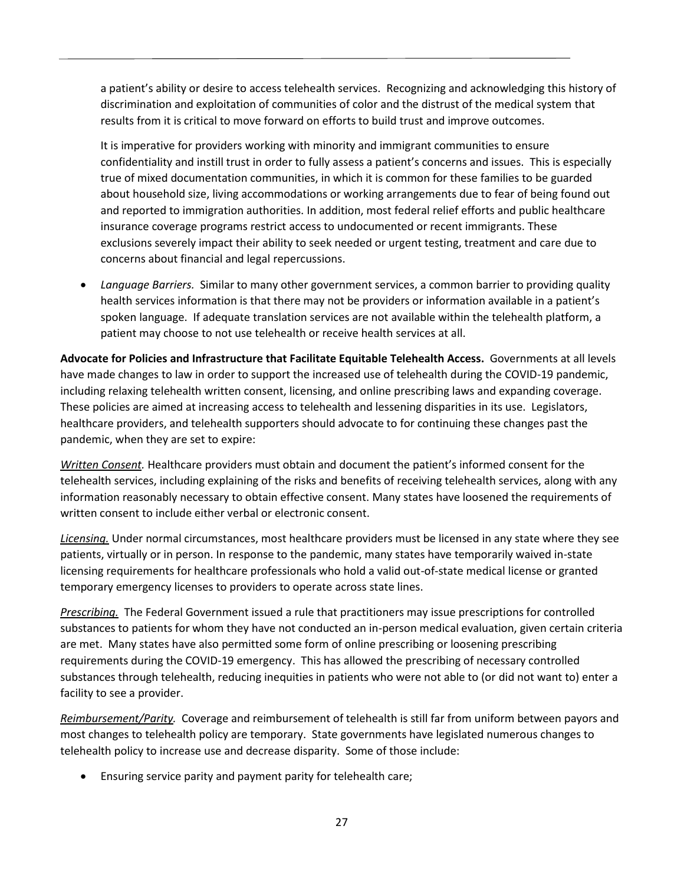a patient's ability or desire to access telehealth services. Recognizing and acknowledging this history of discrimination and exploitation of communities of color and the distrust of the medical system that results from it is critical to move forward on efforts to build trust and improve outcomes.

It is imperative for providers working with minority and immigrant communities to ensure confidentiality and instill trust in order to fully assess a patient's concerns and issues. This is especially true of mixed documentation communities, in which it is common for these families to be guarded about household size, living accommodations or working arrangements due to fear of being found out and reported to immigration authorities. In addition, most federal relief efforts and public healthcare insurance coverage programs restrict access to undocumented or recent immigrants. These exclusions severely impact their ability to seek needed or urgent testing, treatment and care due to concerns about financial and legal repercussions.

- *Language Barriers.* Similar to many other government services, a common barrier to providing quality health services information is that there may not be providers or information available in a patient's spoken language. If adequate translation services are not available within the telehealth platform, a patient may choose to not use telehealth or receive health services at all.

**Advocate for Policies and Infrastructure that Facilitate Equitable Telehealth Access.** Governments at all levels have made changes to law in order to support the increased use of telehealth during the COVID-19 pandemic, including relaxing telehealth written consent, licensing, and online prescribing laws and expanding coverage. These policies are aimed at increasing access to telehealth and lessening disparities in its use. Legislators, healthcare providers, and telehealth supporters should advocate to for continuing these changes past the pandemic, when they are set to expire:

***Written Consent.*** Healthcare providers must obtain and document the patient's informed consent for the telehealth services, including explaining of the risks and benefits of receiving telehealth services, along with any information reasonably necessary to obtain effective consent. Many states have loosened the requirements of written consent to include either verbal or electronic consent.

***Licensing.*** Under normal circumstances, most healthcare providers must be licensed in any state where they see patients, virtually or in person. In response to the pandemic, many states have temporarily waived in-state licensing requirements for healthcare professionals who hold a valid out-of-state medical license or granted temporary emergency licenses to providers to operate across state lines.

***Prescribing.*** The Federal Government issued a rule that practitioners may issue prescriptions for controlled substances to patients for whom they have not conducted an in-person medical evaluation, given certain criteria are met. Many states have also permitted some form of online prescribing or loosening prescribing requirements during the COVID-19 emergency. This has allowed the prescribing of necessary controlled substances through telehealth, reducing inequities in patients who were not able to (or did not want to) enter a facility to see a provider.

***Reimbursement/Parity.*** Coverage and reimbursement of telehealth is still far from uniform between payors and most changes to telehealth policy are temporary. State governments have legislated numerous changes to telehealth policy to increase use and decrease disparity. Some of those include:

- Ensuring service parity and payment parity for telehealth care;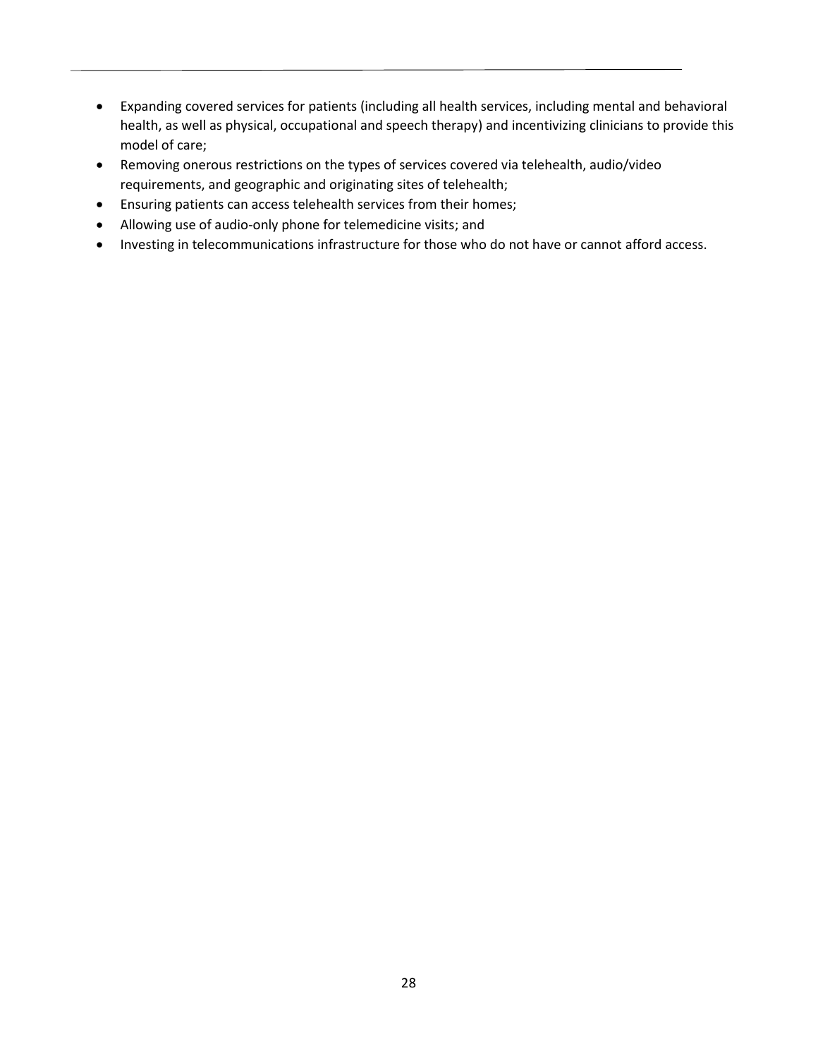- Expanding covered services for patients (including all health services, including mental and behavioral health, as well as physical, occupational and speech therapy) and incentivizing clinicians to provide this model of care;
- Removing onerous restrictions on the types of services covered via telehealth, audio/video requirements, and geographic and originating sites of telehealth;
- Ensuring patients can access telehealth services from their homes;
- Allowing use of audio-only phone for telemedicine visits; and
- Investing in telecommunications infrastructure for those who do not have or cannot afford access.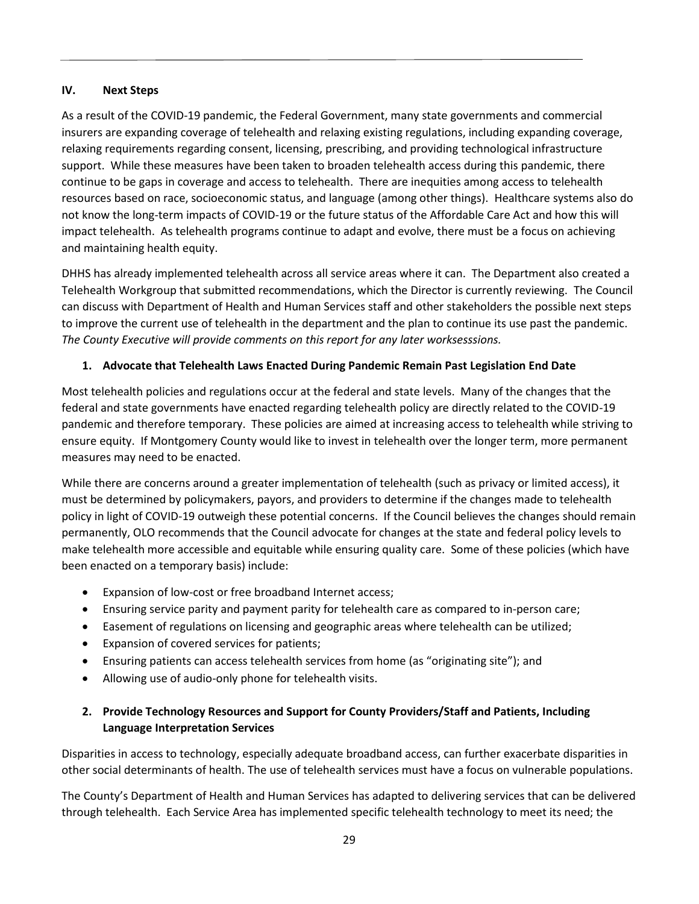## IV. Next Steps

As a result of the COVID-19 pandemic, the Federal Government, many state governments and commercial insurers are expanding coverage of telehealth and relaxing existing regulations, including expanding coverage, relaxing requirements regarding consent, licensing, prescribing, and providing technological infrastructure support. While these measures have been taken to broaden telehealth access during this pandemic, there continue to be gaps in coverage and access to telehealth. There are inequities among access to telehealth resources based on race, socioeconomic status, and language (among other things). Healthcare systems also do not know the long-term impacts of COVID-19 or the future status of the Affordable Care Act and how this will impact telehealth. As telehealth programs continue to adapt and evolve, there must be a focus on achieving and maintaining health equity.

DHHS has already implemented telehealth across all service areas where it can. The Department also created a Telehealth Workgroup that submitted recommendations, which the Director is currently reviewing. The Council can discuss with Department of Health and Human Services staff and other stakeholders the possible next steps to improve the current use of telehealth in the department and the plan to continue its use past the pandemic. *The County Executive will provide comments on this report for any later worksesssions.*

### 1. Advocate that Telehealth Laws Enacted During Pandemic Remain Past Legislation End Date

Most telehealth policies and regulations occur at the federal and state levels. Many of the changes that the federal and state governments have enacted regarding telehealth policy are directly related to the COVID-19 pandemic and therefore temporary. These policies are aimed at increasing access to telehealth while striving to ensure equity. If Montgomery County would like to invest in telehealth over the longer term, more permanent measures may need to be enacted.

While there are concerns around a greater implementation of telehealth (such as privacy or limited access), it must be determined by policymakers, payors, and providers to determine if the changes made to telehealth policy in light of COVID-19 outweigh these potential concerns. If the Council believes the changes should remain permanently, OLO recommends that the Council advocate for changes at the state and federal policy levels to make telehealth more accessible and equitable while ensuring quality care. Some of these policies (which have been enacted on a temporary basis) include:

- Expansion of low-cost or free broadband Internet access;
- Ensuring service parity and payment parity for telehealth care as compared to in-person care;
- Easement of regulations on licensing and geographic areas where telehealth can be utilized;
- Expansion of covered services for patients;
- Ensuring patients can access telehealth services from home (as "originating site"); and
- Allowing use of audio-only phone for telehealth visits.

### 2. Provide Technology Resources and Support for County Providers/Staff and Patients, Including Language Interpretation Services

Disparities in access to technology, especially adequate broadband access, can further exacerbate disparities in other social determinants of health. The use of telehealth services must have a focus on vulnerable populations.

The County's Department of Health and Human Services has adapted to delivering services that can be delivered through telehealth. Each Service Area has implemented specific telehealth technology to meet its need; the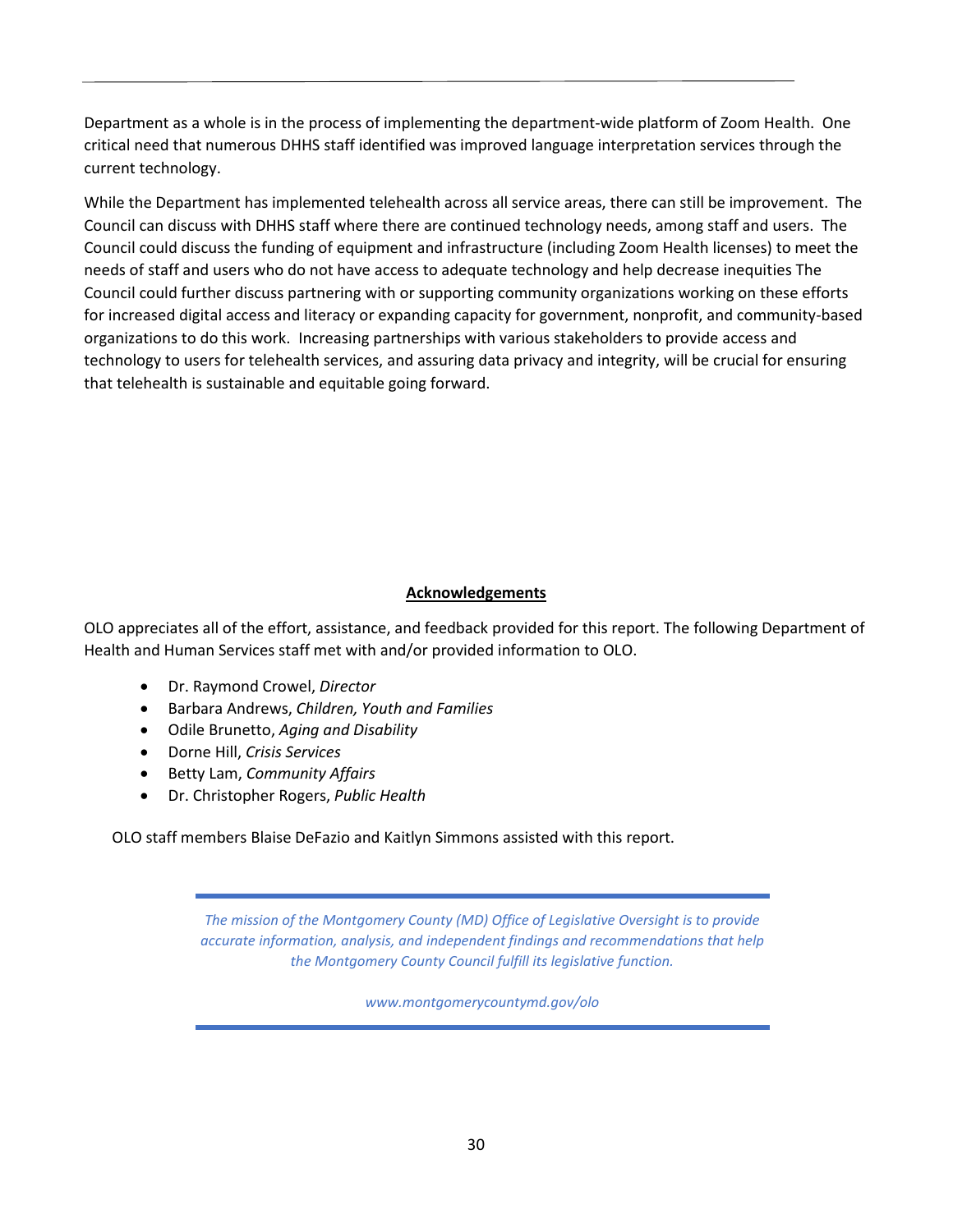Department as a whole is in the process of implementing the department-wide platform of Zoom Health. One critical need that numerous DHHS staff identified was improved language interpretation services through the current technology.

While the Department has implemented telehealth across all service areas, there can still be improvement. The Council can discuss with DHHS staff where there are continued technology needs, among staff and users. The Council could discuss the funding of equipment and infrastructure (including Zoom Health licenses) to meet the needs of staff and users who do not have access to adequate technology and help decrease inequities The Council could further discuss partnering with or supporting community organizations working on these efforts for increased digital access and literacy or expanding capacity for government, nonprofit, and community-based organizations to do this work. Increasing partnerships with various stakeholders to provide access and technology to users for telehealth services, and assuring data privacy and integrity, will be crucial for ensuring that telehealth is sustainable and equitable going forward.

## Acknowledgements

OLO appreciates all of the effort, assistance, and feedback provided for this report. The following Department of Health and Human Services staff met with and/or provided information to OLO.

- Dr. Raymond Crowel, *Director*
- Barbara Andrews, *Children, Youth and Families*
- Odile Brunetto, *Aging and Disability*
- Dorne Hill, *Crisis Services*
- Betty Lam, *Community Affairs*
- Dr. Christopher Rogers, *Public Health*

OLO staff members Blaise DeFazio and Kaitlyn Simmons assisted with this report.

*The mission of the Montgomery County (MD) Office of Legislative Oversight is to provide accurate information, analysis, and independent findings and recommendations that help the Montgomery County Council fulfill its legislative function.*

*www.montgomerycountymd.gov/olo*